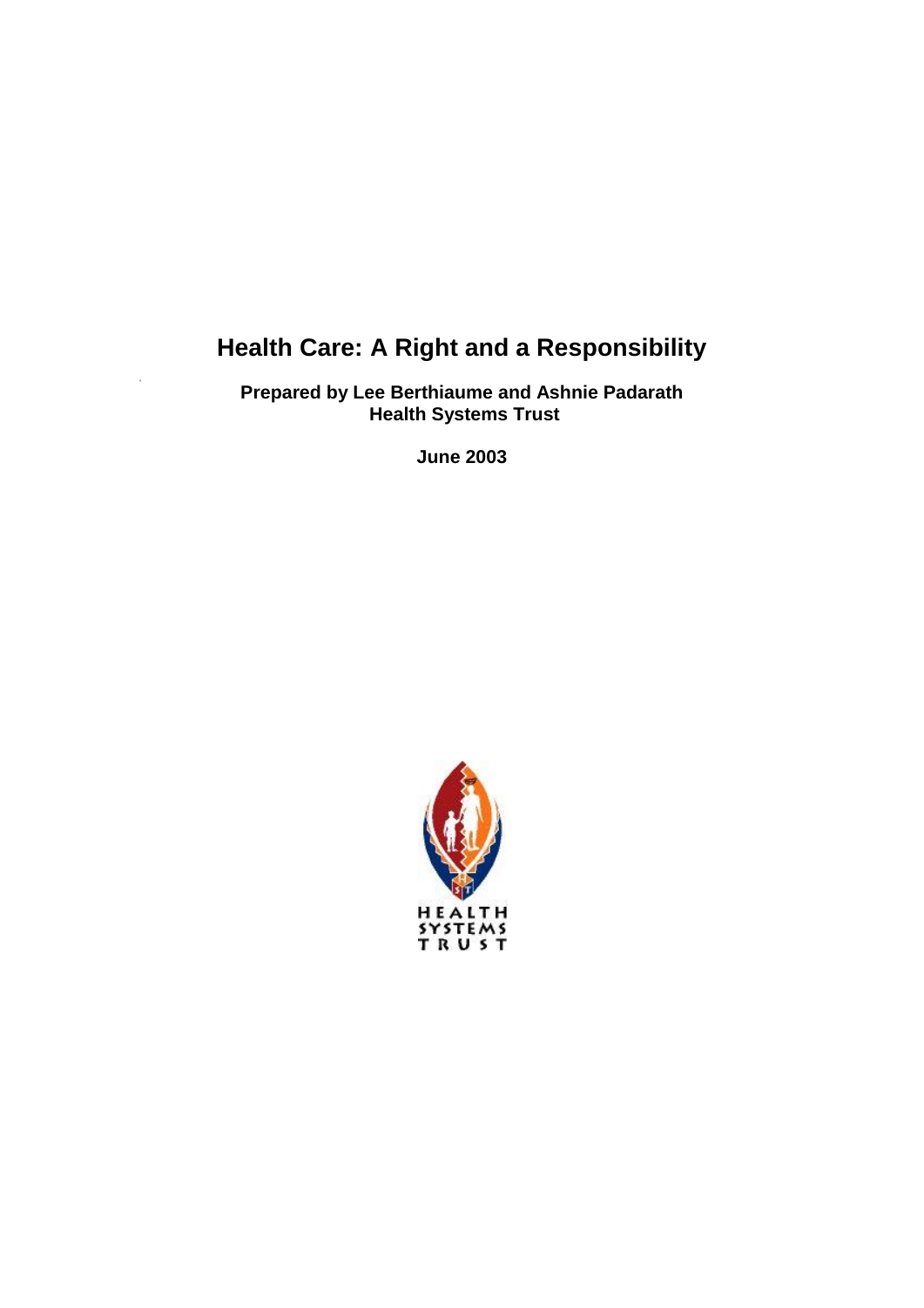# Health Care: A Right and a Responsibility

**Prepared by Lee Berthiaume and Ashnie Padarath**
**Health Systems Trust**

**June 2003**

HEALTH
SYSTEMS
TRUST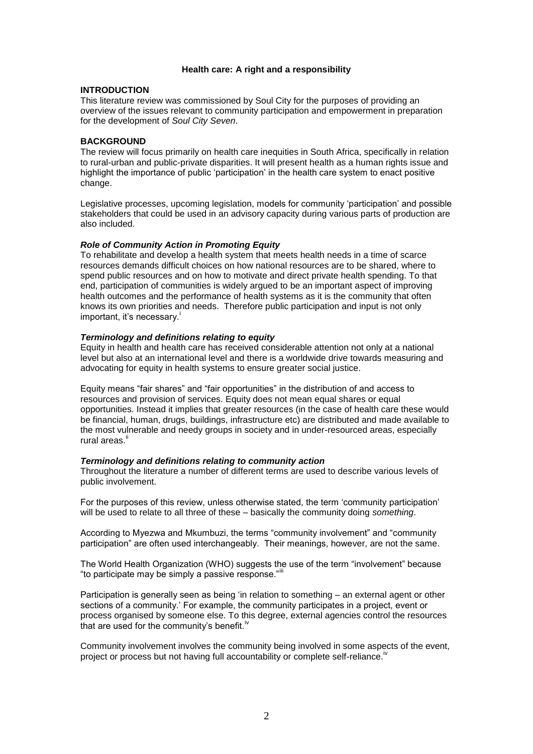**Health care: A right and a responsibility**

## INTRODUCTION

This literature review was commissioned by Soul City for the purposes of providing an overview of the issues relevant to community participation and empowerment in preparation for the development of *Soul City Seven*.

## BACKGROUND

The review will focus primarily on health care inequities in South Africa, specifically in relation to rural-urban and public-private disparities. It will present health as a human rights issue and highlight the importance of public 'participation' in the health care system to enact positive change.

Legislative processes, upcoming legislation, models for community 'participation' and possible stakeholders that could be used in an advisory capacity during various parts of production are also included.

### *Role of Community Action in Promoting Equity*

To rehabilitate and develop a health system that meets health needs in a time of scarce resources demands difficult choices on how national resources are to be shared, where to spend public resources and on how to motivate and direct private health spending. To that end, participation of communities is widely argued to be an important aspect of improving health outcomes and the performance of health systems as it is the community that often knows its own priorities and needs. Therefore public participation and input is not only important, it's necessary.[i]

### *Terminology and definitions relating to equity*

Equity in health and health care has received considerable attention not only at a national level but also at an international level and there is a worldwide drive towards measuring and advocating for equity in health systems to ensure greater social justice.

Equity means "fair shares" and "fair opportunities" in the distribution of and access to resources and provision of services. Equity does not mean equal shares or equal opportunities. Instead it implies that greater resources (in the case of health care these would be financial, human, drugs, buildings, infrastructure etc) are distributed and made available to the most vulnerable and needy groups in society and in under-resourced areas, especially rural areas.[ii]

### *Terminology and definitions relating to community action*

Throughout the literature a number of different terms are used to describe various levels of public involvement.

For the purposes of this review, unless otherwise stated, the term 'community participation' will be used to relate to all three of these – basically the community doing *something*.

According to Myezwa and Mkumbuzi, the terms "community involvement" and "community participation" are often used interchangeably. Their meanings, however, are not the same.

The World Health Organization (WHO) suggests the use of the term "involvement" because "to participate may be simply a passive response."[iii]

Participation is generally seen as being 'in relation to something – an external agent or other sections of a community.' For example, the community participates in a project, event or process organised by someone else. To this degree, external agencies control the resources that are used for the community's benefit.[iv]

Community involvement involves the community being involved in some aspects of the event, project or process but not having full accountability or complete self-reliance.[iv]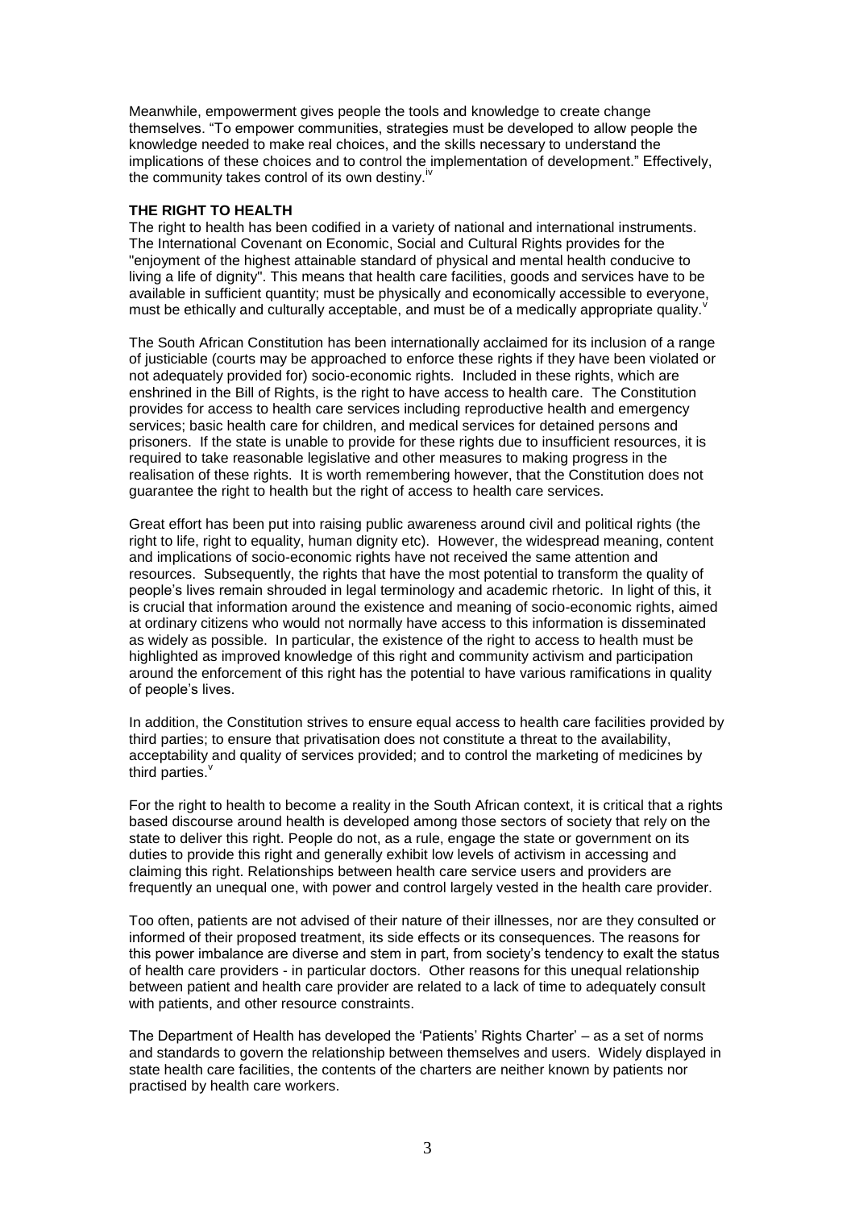Meanwhile, empowerment gives people the tools and knowledge to create change themselves. "To empower communities, strategies must be developed to allow people the knowledge needed to make real choices, and the skills necessary to understand the implications of these choices and to control the implementation of development." Effectively, the community takes control of its own destiny.[iv]

**THE RIGHT TO HEALTH**

The right to health has been codified in a variety of national and international instruments. The International Covenant on Economic, Social and Cultural Rights provides for the "enjoyment of the highest attainable standard of physical and mental health conducive to living a life of dignity". This means that health care facilities, goods and services have to be available in sufficient quantity; must be physically and economically accessible to everyone, must be ethically and culturally acceptable, and must be of a medically appropriate quality.[v]

The South African Constitution has been internationally acclaimed for its inclusion of a range of justiciable (courts may be approached to enforce these rights if they have been violated or not adequately provided for) socio-economic rights. Included in these rights, which are enshrined in the Bill of Rights, is the right to have access to health care. The Constitution provides for access to health care services including reproductive health and emergency services; basic health care for children, and medical services for detained persons and prisoners. If the state is unable to provide for these rights due to insufficient resources, it is required to take reasonable legislative and other measures to making progress in the realisation of these rights. It is worth remembering however, that the Constitution does not guarantee the right to health but the right of access to health care services.

Great effort has been put into raising public awareness around civil and political rights (the right to life, right to equality, human dignity etc). However, the widespread meaning, content and implications of socio-economic rights have not received the same attention and resources. Subsequently, the rights that have the most potential to transform the quality of people's lives remain shrouded in legal terminology and academic rhetoric. In light of this, it is crucial that information around the existence and meaning of socio-economic rights, aimed at ordinary citizens who would not normally have access to this information is disseminated as widely as possible. In particular, the existence of the right to access to health must be highlighted as improved knowledge of this right and community activism and participation around the enforcement of this right has the potential to have various ramifications in quality of people's lives.

In addition, the Constitution strives to ensure equal access to health care facilities provided by third parties; to ensure that privatisation does not constitute a threat to the availability, acceptability and quality of services provided; and to control the marketing of medicines by third parties.[v]

For the right to health to become a reality in the South African context, it is critical that a rights based discourse around health is developed among those sectors of society that rely on the state to deliver this right. People do not, as a rule, engage the state or government on its duties to provide this right and generally exhibit low levels of activism in accessing and claiming this right. Relationships between health care service users and providers are frequently an unequal one, with power and control largely vested in the health care provider.

Too often, patients are not advised of their nature of their illnesses, nor are they consulted or informed of their proposed treatment, its side effects or its consequences. The reasons for this power imbalance are diverse and stem in part, from society's tendency to exalt the status of health care providers - in particular doctors. Other reasons for this unequal relationship between patient and health care provider are related to a lack of time to adequately consult with patients, and other resource constraints.

The Department of Health has developed the 'Patients' Rights Charter' – as a set of norms and standards to govern the relationship between themselves and users. Widely displayed in state health care facilities, the contents of the charters are neither known by patients nor practised by health care workers.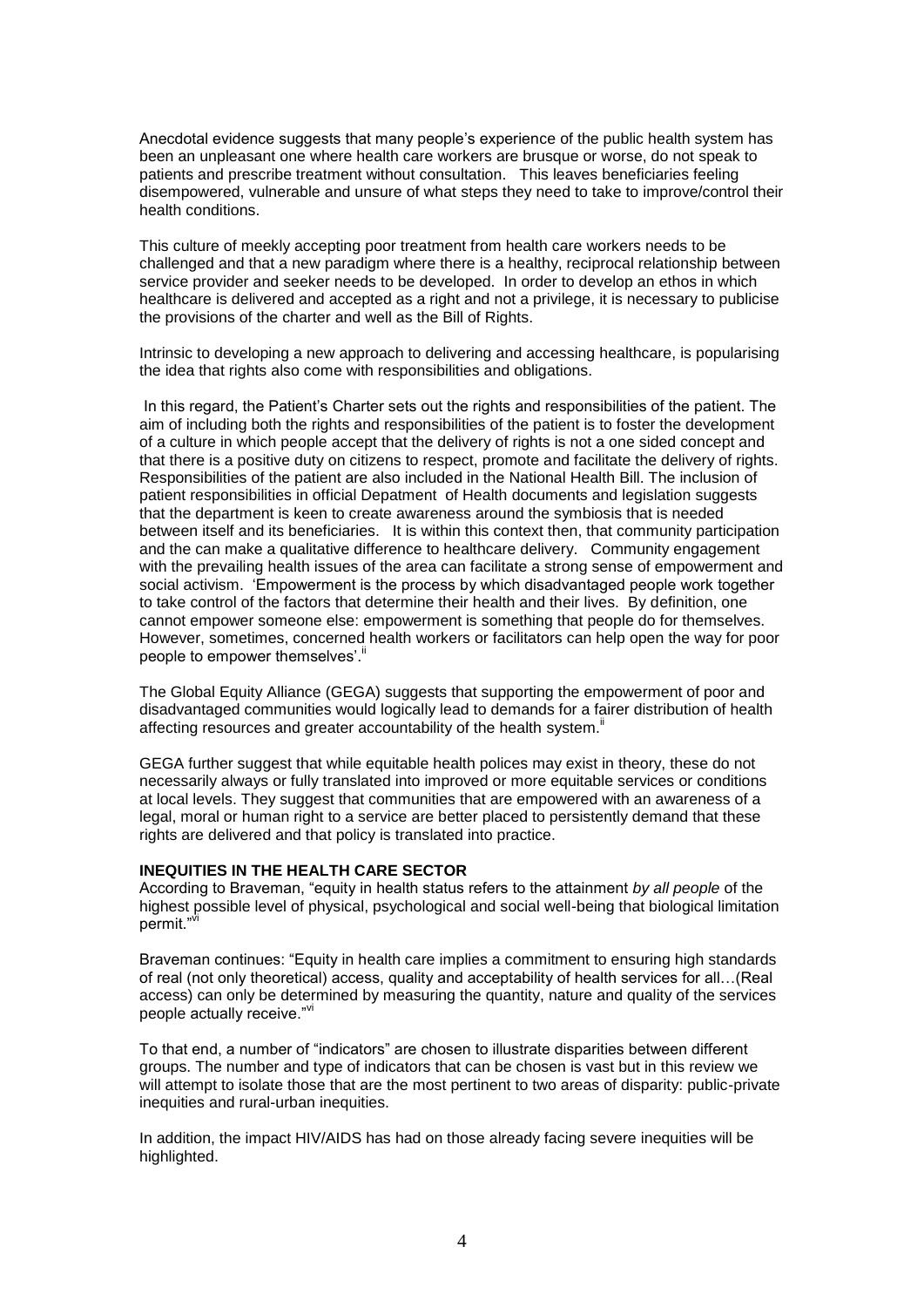Anecdotal evidence suggests that many people's experience of the public health system has been an unpleasant one where health care workers are brusque or worse, do not speak to patients and prescribe treatment without consultation. This leaves beneficiaries feeling disempowered, vulnerable and unsure of what steps they need to take to improve/control their health conditions.

This culture of meekly accepting poor treatment from health care workers needs to be challenged and that a new paradigm where there is a healthy, reciprocal relationship between service provider and seeker needs to be developed. In order to develop an ethos in which healthcare is delivered and accepted as a right and not a privilege, it is necessary to publicise the provisions of the charter and well as the Bill of Rights.

Intrinsic to developing a new approach to delivering and accessing healthcare, is popularising the idea that rights also come with responsibilities and obligations.

In this regard, the Patient's Charter sets out the rights and responsibilities of the patient. The aim of including both the rights and responsibilities of the patient is to foster the development of a culture in which people accept that the delivery of rights is not a one sided concept and that there is a positive duty on citizens to respect, promote and facilitate the delivery of rights. Responsibilities of the patient are also included in the National Health Bill. The inclusion of patient responsibilities in official Depatment of Health documents and legislation suggests that the department is keen to create awareness around the symbiosis that is needed between itself and its beneficiaries. It is within this context then, that community participation and the can make a qualitative difference to healthcare delivery. Community engagement with the prevailing health issues of the area can facilitate a strong sense of empowerment and social activism. 'Empowerment is the process by which disadvantaged people work together to take control of the factors that determine their health and their lives. By definition, one cannot empower someone else: empowerment is something that people do for themselves. However, sometimes, concerned health workers or facilitators can help open the way for poor people to empower themselves'.[ii]

The Global Equity Alliance (GEGA) suggests that supporting the empowerment of poor and disadvantaged communities would logically lead to demands for a fairer distribution of health affecting resources and greater accountability of the health system.[ii]

GEGA further suggest that while equitable health polices may exist in theory, these do not necessarily always or fully translated into improved or more equitable services or conditions at local levels. They suggest that communities that are empowered with an awareness of a legal, moral or human right to a service are better placed to persistently demand that these rights are delivered and that policy is translated into practice.

## INEQUITIES IN THE HEALTH CARE SECTOR

According to Braveman, "equity in health status refers to the attainment *by all people* of the highest possible level of physical, psychological and social well-being that biological limitation permit."[vi]

Braveman continues: "Equity in health care implies a commitment to ensuring high standards of real (not only theoretical) access, quality and acceptability of health services for all…(Real access) can only be determined by measuring the quantity, nature and quality of the services people actually receive."[vi]

To that end, a number of "indicators" are chosen to illustrate disparities between different groups. The number and type of indicators that can be chosen is vast but in this review we will attempt to isolate those that are the most pertinent to two areas of disparity: public-private inequities and rural-urban inequities.

In addition, the impact HIV/AIDS has had on those already facing severe inequities will be highlighted.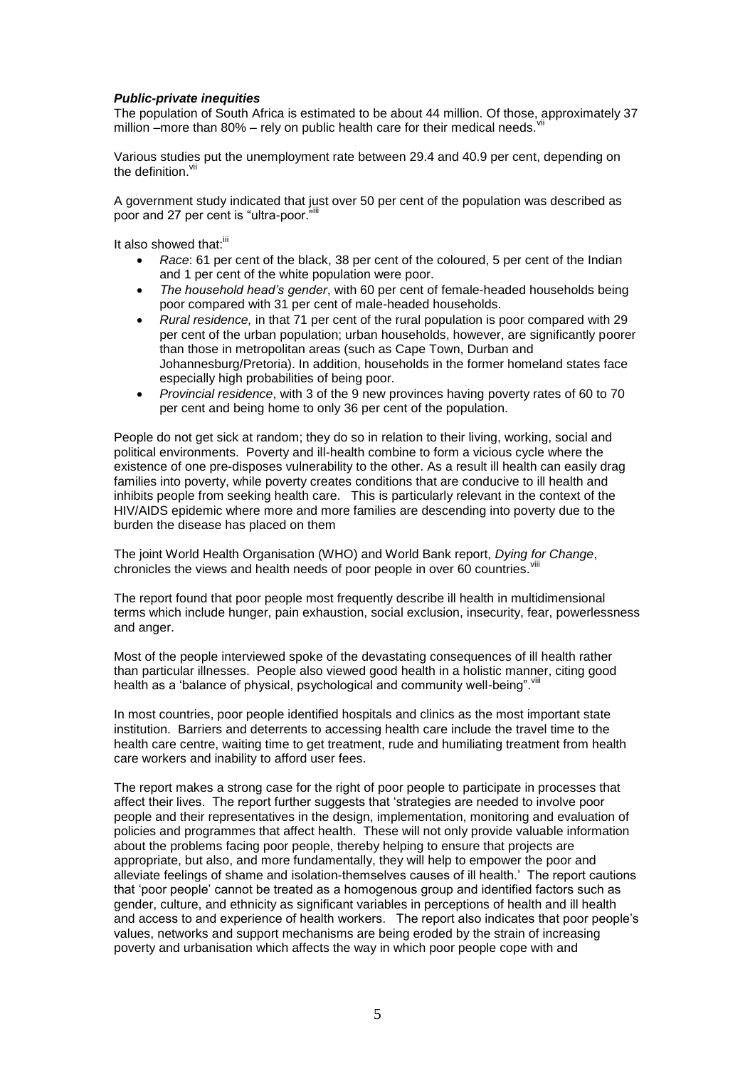***Public-private inequities***

The population of South Africa is estimated to be about 44 million. Of those, approximately 37 million –more than 80% – rely on public health care for their medical needs.[vii]

Various studies put the unemployment rate between 29.4 and 40.9 per cent, depending on the definition.[vii]

A government study indicated that just over 50 per cent of the population was described as poor and 27 per cent is "ultra-poor."[iii]

It also showed that:[iii]

- *Race*: 61 per cent of the black, 38 per cent of the coloured, 5 per cent of the Indian and 1 per cent of the white population were poor.
- *The household head's gender*, with 60 per cent of female-headed households being poor compared with 31 per cent of male-headed households.
- *Rural residence,* in that 71 per cent of the rural population is poor compared with 29 per cent of the urban population; urban households, however, are significantly poorer than those in metropolitan areas (such as Cape Town, Durban and Johannesburg/Pretoria). In addition, households in the former homeland states face especially high probabilities of being poor.
- *Provincial residence*, with 3 of the 9 new provinces having poverty rates of 60 to 70 per cent and being home to only 36 per cent of the population.

People do not get sick at random; they do so in relation to their living, working, social and political environments. Poverty and ill-health combine to form a vicious cycle where the existence of one pre-disposes vulnerability to the other. As a result ill health can easily drag families into poverty, while poverty creates conditions that are conducive to ill health and inhibits people from seeking health care. This is particularly relevant in the context of the HIV/AIDS epidemic where more and more families are descending into poverty due to the burden the disease has placed on them

The joint World Health Organisation (WHO) and World Bank report, *Dying for Change*, chronicles the views and health needs of poor people in over 60 countries.[viii]

The report found that poor people most frequently describe ill health in multidimensional terms which include hunger, pain exhaustion, social exclusion, insecurity, fear, powerlessness and anger.

Most of the people interviewed spoke of the devastating consequences of ill health rather than particular illnesses. People also viewed good health in a holistic manner, citing good health as a 'balance of physical, psychological and community well-being".[viii]

In most countries, poor people identified hospitals and clinics as the most important state institution. Barriers and deterrents to accessing health care include the travel time to the health care centre, waiting time to get treatment, rude and humiliating treatment from health care workers and inability to afford user fees.

The report makes a strong case for the right of poor people to participate in processes that affect their lives. The report further suggests that 'strategies are needed to involve poor people and their representatives in the design, implementation, monitoring and evaluation of policies and programmes that affect health. These will not only provide valuable information about the problems facing poor people, thereby helping to ensure that projects are appropriate, but also, and more fundamentally, they will help to empower the poor and alleviate feelings of shame and isolation-themselves causes of ill health.' The report cautions that 'poor people' cannot be treated as a homogenous group and identified factors such as gender, culture, and ethnicity as significant variables in perceptions of health and ill health and access to and experience of health workers. The report also indicates that poor people's values, networks and support mechanisms are being eroded by the strain of increasing poverty and urbanisation which affects the way in which poor people cope with and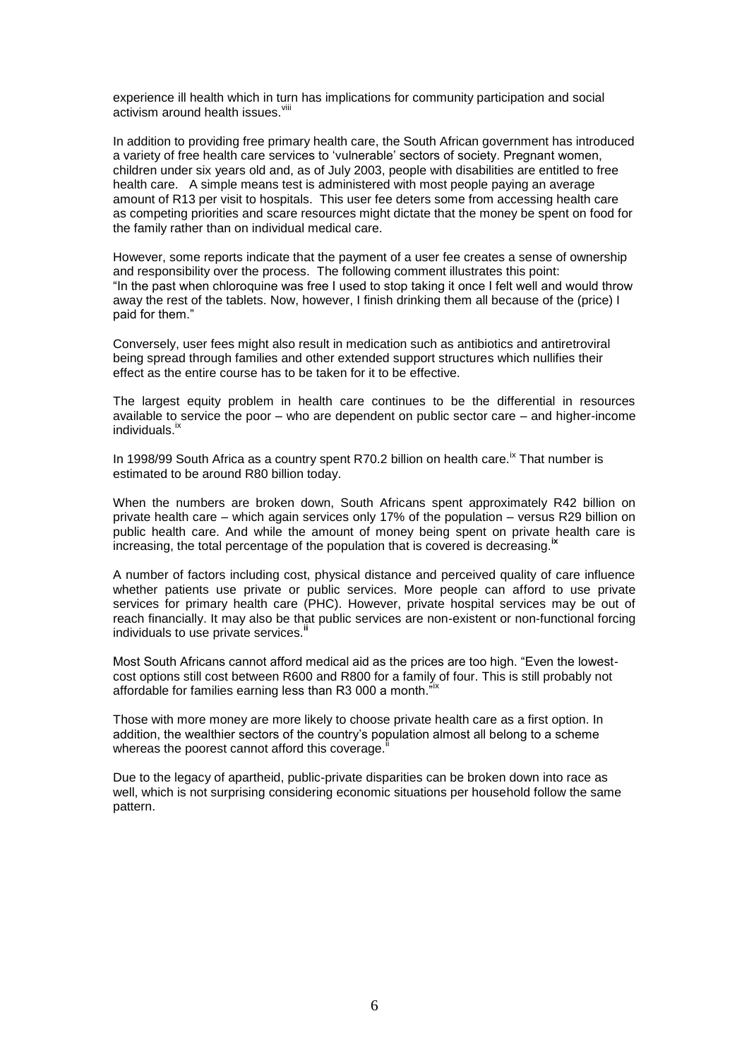experience ill health which in turn has implications for community participation and social activism around health issues.[viii]

In addition to providing free primary health care, the South African government has introduced a variety of free health care services to 'vulnerable' sectors of society. Pregnant women, children under six years old and, as of July 2003, people with disabilities are entitled to free health care. A simple means test is administered with most people paying an average amount of R13 per visit to hospitals. This user fee deters some from accessing health care as competing priorities and scare resources might dictate that the money be spent on food for the family rather than on individual medical care.

However, some reports indicate that the payment of a user fee creates a sense of ownership and responsibility over the process. The following comment illustrates this point: "In the past when chloroquine was free I used to stop taking it once I felt well and would throw away the rest of the tablets. Now, however, I finish drinking them all because of the (price) I paid for them."

Conversely, user fees might also result in medication such as antibiotics and antiretroviral being spread through families and other extended support structures which nullifies their effect as the entire course has to be taken for it to be effective.

The largest equity problem in health care continues to be the differential in resources available to service the poor – who are dependent on public sector care – and higher-income individuals.[ix]

In 1998/99 South Africa as a country spent R70.2 billion on health care.[ix] That number is estimated to be around R80 billion today.

When the numbers are broken down, South Africans spent approximately R42 billion on private health care – which again services only 17% of the population – versus R29 billion on public health care. And while the amount of money being spent on private health care is increasing, the total percentage of the population that is covered is decreasing.[ix]

A number of factors including cost, physical distance and perceived quality of care influence whether patients use private or public services. More people can afford to use private services for primary health care (PHC). However, private hospital services may be out of reach financially. It may also be that public services are non-existent or non-functional forcing individuals to use private services.[ii]

Most South Africans cannot afford medical aid as the prices are too high. "Even the lowest-cost options still cost between R600 and R800 for a family of four. This is still probably not affordable for families earning less than R3 000 a month."[ix]

Those with more money are more likely to choose private health care as a first option. In addition, the wealthier sectors of the country's population almost all belong to a scheme whereas the poorest cannot afford this coverage.[ii]

Due to the legacy of apartheid, public-private disparities can be broken down into race as well, which is not surprising considering economic situations per household follow the same pattern.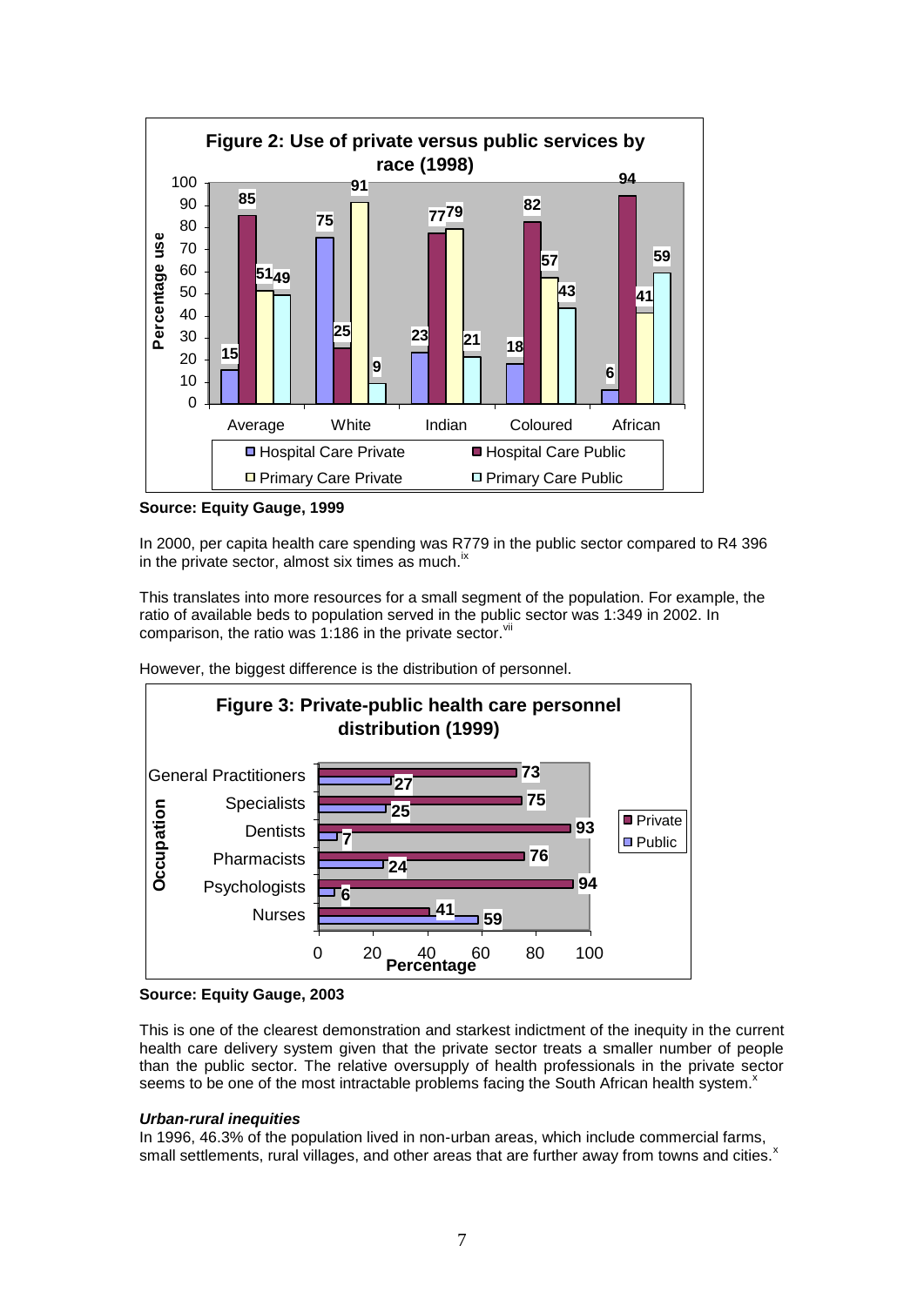**Figure 2: Use of private versus public services by race (1998)**

| | Hospital Care Private | Hospital Care Public | Primary Care Private | Primary Care Public |
|---|---|---|---|---|
| Average | 15 | 85 | 51 | 49 |
| White | 75 | 25 | 91 | 9 |
| Indian | 23 | 77 | 79 | 21 |
| Coloured | 18 | 82 | 57 | 43 |
| African | 6 | 94 | 41 | 59 |

**Source: Equity Gauge, 1999**

In 2000, per capita health care spending was R779 in the public sector compared to R4 396 in the private sector, almost six times as much.[ix]

This translates into more resources for a small segment of the population. For example, the ratio of available beds to population served in the public sector was 1:349 in 2002. In comparison, the ratio was 1:186 in the private sector.[vii]

However, the biggest difference is the distribution of personnel.

**Figure 3: Private-public health care personnel distribution (1999)**

| Occupation | Private (%) | Public (%) |
|---|---|---|
| General Practitioners | 73 | 27 |
| Specialists | 75 | 25 |
| Dentists | 93 | 7 |
| Pharmacists | 76 | 24 |
| Psychologists | 94 | 6 |
| Nurses | 41 | 59 |

**Source: Equity Gauge, 2003**

This is one of the clearest demonstration and starkest indictment of the inequity in the current health care delivery system given that the private sector treats a smaller number of people than the public sector. The relative oversupply of health professionals in the private sector seems to be one of the most intractable problems facing the South African health system.[x]

***Urban-rural inequities***

In 1996, 46.3% of the population lived in non-urban areas, which include commercial farms, small settlements, rural villages, and other areas that are further away from towns and cities.[x]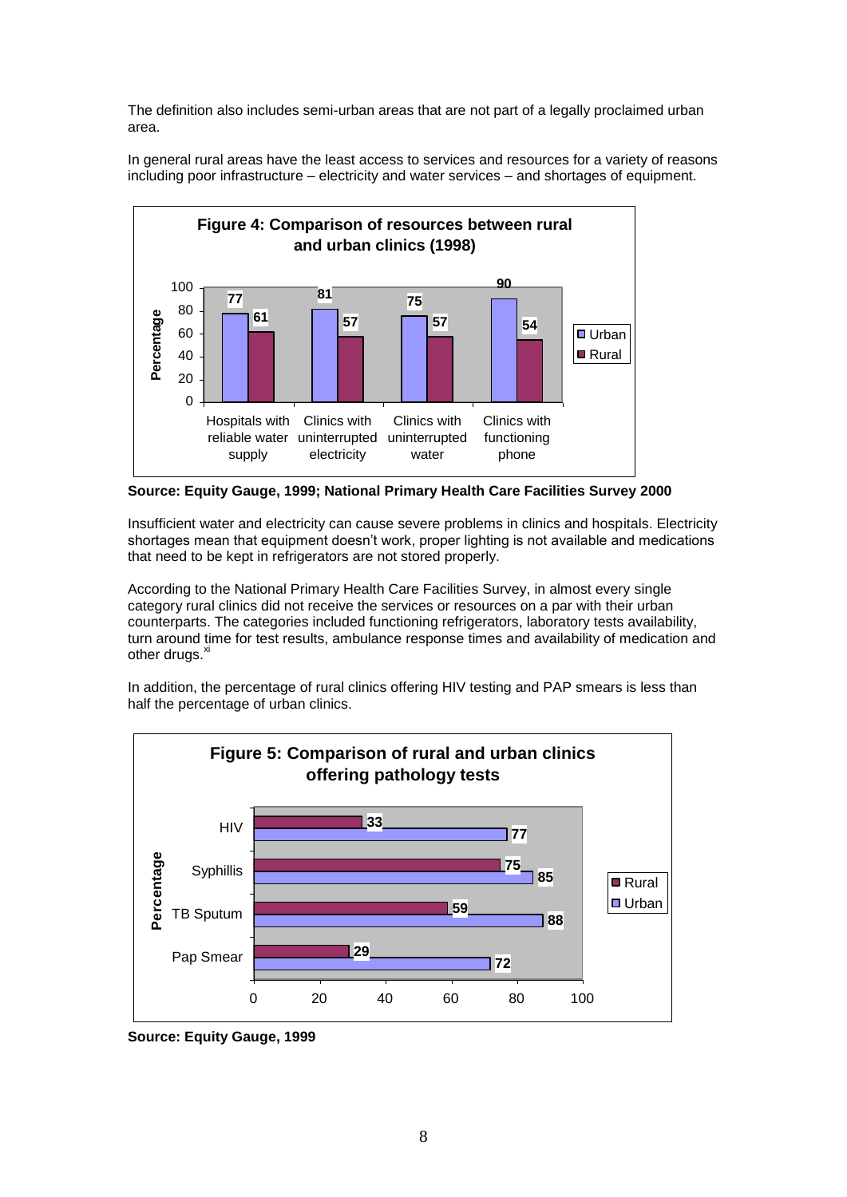The definition also includes semi-urban areas that are not part of a legally proclaimed urban area.

In general rural areas have the least access to services and resources for a variety of reasons including poor infrastructure – electricity and water services – and shortages of equipment.

**Figure 4: Comparison of resources between rural and urban clinics (1998)**

| Percentage | Urban | Rural |
|---|---|---|
| Hospitals with reliable water supply | 77 | 61 |
| Clinics with uninterrupted electricity | 81 | 57 |
| Clinics with uninterrupted water | 75 | 57 |
| Clinics with functioning phone | 90 | 54 |

**Source: Equity Gauge, 1999; National Primary Health Care Facilities Survey 2000**

Insufficient water and electricity can cause severe problems in clinics and hospitals. Electricity shortages mean that equipment doesn't work, proper lighting is not available and medications that need to be kept in refrigerators are not stored properly.

According to the National Primary Health Care Facilities Survey, in almost every single category rural clinics did not receive the services or resources on a par with their urban counterparts. The categories included functioning refrigerators, laboratory tests availability, turn around time for test results, ambulance response times and availability of medication and other drugs.[xi]

In addition, the percentage of rural clinics offering HIV testing and PAP smears is less than half the percentage of urban clinics.

**Figure 5: Comparison of rural and urban clinics offering pathology tests**

| Percentage | Rural | Urban |
|---|---|---|
| HIV | 33 | 77 |
| Syphillis | 75 | 85 |
| TB Sputum | 59 | 88 |
| Pap Smear | 29 | 72 |

**Source: Equity Gauge, 1999**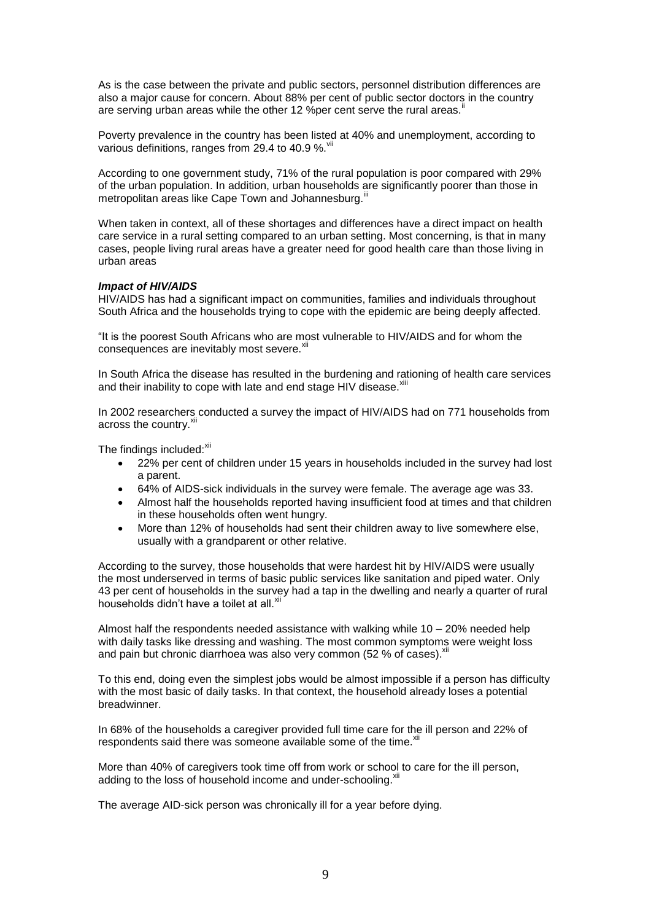As is the case between the private and public sectors, personnel distribution differences are also a major cause for concern. About 88% per cent of public sector doctors in the country are serving urban areas while the other 12 %per cent serve the rural areas.[ii]

Poverty prevalence in the country has been listed at 40% and unemployment, according to various definitions, ranges from 29.4 to 40.9 %.[vii]

According to one government study, 71% of the rural population is poor compared with 29% of the urban population. In addition, urban households are significantly poorer than those in metropolitan areas like Cape Town and Johannesburg.[iii]

When taken in context, all of these shortages and differences have a direct impact on health care service in a rural setting compared to an urban setting. Most concerning, is that in many cases, people living rural areas have a greater need for good health care than those living in urban areas

***Impact of HIV/AIDS***

HIV/AIDS has had a significant impact on communities, families and individuals throughout South Africa and the households trying to cope with the epidemic are being deeply affected.

"It is the poorest South Africans who are most vulnerable to HIV/AIDS and for whom the consequences are inevitably most severe.[xii]

In South Africa the disease has resulted in the burdening and rationing of health care services and their inability to cope with late and end stage HIV disease.[xiii]

In 2002 researchers conducted a survey the impact of HIV/AIDS had on 771 households from across the country.[xii]

The findings included:[xii]

- 22% per cent of children under 15 years in households included in the survey had lost a parent.
- 64% of AIDS-sick individuals in the survey were female. The average age was 33.
- Almost half the households reported having insufficient food at times and that children in these households often went hungry.
- More than 12% of households had sent their children away to live somewhere else, usually with a grandparent or other relative.

According to the survey, those households that were hardest hit by HIV/AIDS were usually the most underserved in terms of basic public services like sanitation and piped water. Only 43 per cent of households in the survey had a tap in the dwelling and nearly a quarter of rural households didn't have a toilet at all.[xii]

Almost half the respondents needed assistance with walking while 10 – 20% needed help with daily tasks like dressing and washing. The most common symptoms were weight loss and pain but chronic diarrhoea was also very common (52 % of cases).[xii]

To this end, doing even the simplest jobs would be almost impossible if a person has difficulty with the most basic of daily tasks. In that context, the household already loses a potential breadwinner.

In 68% of the households a caregiver provided full time care for the ill person and 22% of respondents said there was someone available some of the time.[xii]

More than 40% of caregivers took time off from work or school to care for the ill person, adding to the loss of household income and under-schooling.[xii]

The average AID-sick person was chronically ill for a year before dying.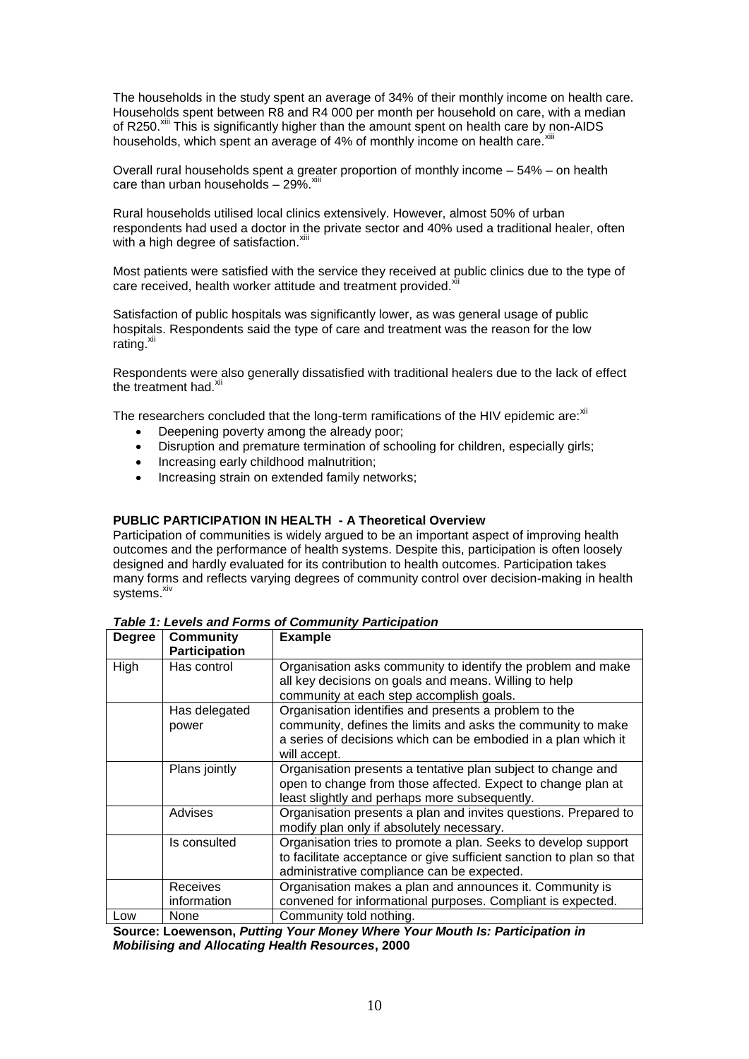The households in the study spent an average of 34% of their monthly income on health care. Households spent between R8 and R4 000 per month per household on care, with a median of R250.[xiii] This is significantly higher than the amount spent on health care by non-AIDS households, which spent an average of 4% of monthly income on health care.[xiii]

Overall rural households spent a greater proportion of monthly income – 54% – on health care than urban households – 29%.[xiii]

Rural households utilised local clinics extensively. However, almost 50% of urban respondents had used a doctor in the private sector and 40% used a traditional healer, often with a high degree of satisfaction.[xiii]

Most patients were satisfied with the service they received at public clinics due to the type of care received, health worker attitude and treatment provided.[xii]

Satisfaction of public hospitals was significantly lower, as was general usage of public hospitals. Respondents said the type of care and treatment was the reason for the low rating.[xii]

Respondents were also generally dissatisfied with traditional healers due to the lack of effect the treatment had.[xii]

The researchers concluded that the long-term ramifications of the HIV epidemic are:[xii]

- Deepening poverty among the already poor;
- Disruption and premature termination of schooling for children, especially girls;
- Increasing early childhood malnutrition;
- Increasing strain on extended family networks;

**PUBLIC PARTICIPATION IN HEALTH - A Theoretical Overview**

Participation of communities is widely argued to be an important aspect of improving health outcomes and the performance of health systems. Despite this, participation is often loosely designed and hardly evaluated for its contribution to health outcomes. Participation takes many forms and reflects varying degrees of community control over decision-making in health systems.[xiv]

***Table 1: Levels and Forms of Community Participation***

| Degree | Community Participation | Example |
|---|---|---|
| High | Has control | Organisation asks community to identify the problem and make all key decisions on goals and means. Willing to help community at each step accomplish goals. |
| | Has delegated power | Organisation identifies and presents a problem to the community, defines the limits and asks the community to make a series of decisions which can be embodied in a plan which it will accept. |
| | Plans jointly | Organisation presents a tentative plan subject to change and open to change from those affected. Expect to change plan at least slightly and perhaps more subsequently. |
| | Advises | Organisation presents a plan and invites questions. Prepared to modify plan only if absolutely necessary. |
| | Is consulted | Organisation tries to promote a plan. Seeks to develop support to facilitate acceptance or give sufficient sanction to plan so that administrative compliance can be expected. |
| | Receives information | Organisation makes a plan and announces it. Community is convened for informational purposes. Compliant is expected. |
| Low | None | Community told nothing. |

**Source: Loewenson, *Putting Your Money Where Your Mouth Is: Participation in Mobilising and Allocating Health Resources*, 2000**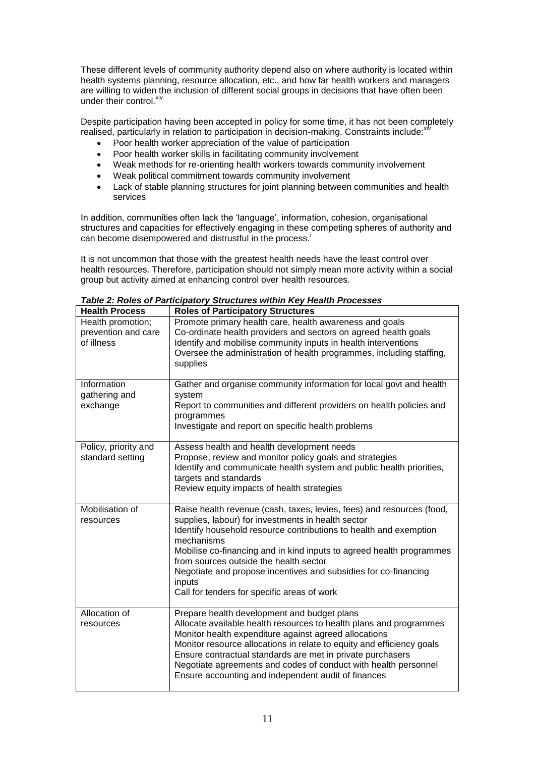These different levels of community authority depend also on where authority is located within health systems planning, resource allocation, etc., and how far health workers and managers are willing to widen the inclusion of different social groups in decisions that have often been under their control.[xiv]

Despite participation having been accepted in policy for some time, it has not been completely realised, particularly in relation to participation in decision-making. Constraints include:[xiv]

- Poor health worker appreciation of the value of participation
- Poor health worker skills in facilitating community involvement
- Weak methods for re-orienting health workers towards community involvement
- Weak political commitment towards community involvement
- Lack of stable planning structures for joint planning between communities and health services

In addition, communities often lack the 'language', information, cohesion, organisational structures and capacities for effectively engaging in these competing spheres of authority and can become disempowered and distrustful in the process.[i]

It is not uncommon that those with the greatest health needs have the least control over health resources. Therefore, participation should not simply mean more activity within a social group but activity aimed at enhancing control over health resources.

***Table 2: Roles of Participatory Structures within Key Health Processes***

| Health Process | Roles of Participatory Structures |
|---|---|
| Health promotion; prevention and care of illness | Promote primary health care, health awareness and goals<br>Co-ordinate health providers and sectors on agreed health goals<br>Identify and mobilise community inputs in health interventions<br>Oversee the administration of health programmes, including staffing, supplies |
| Information gathering and exchange | Gather and organise community information for local govt and health system<br>Report to communities and different providers on health policies and programmes<br>Investigate and report on specific health problems |
| Policy, priority and standard setting | Assess health and health development needs<br>Propose, review and monitor policy goals and strategies<br>Identify and communicate health system and public health priorities, targets and standards<br>Review equity impacts of health strategies |
| Mobilisation of resources | Raise health revenue (cash, taxes, levies, fees) and resources (food, supplies, labour) for investments in health sector<br>Identify household resource contributions to health and exemption mechanisms<br>Mobilise co-financing and in kind inputs to agreed health programmes from sources outside the health sector<br>Negotiate and propose incentives and subsidies for co-financing inputs<br>Call for tenders for specific areas of work |
| Allocation of resources | Prepare health development and budget plans<br>Allocate available health resources to health plans and programmes<br>Monitor health expenditure against agreed allocations<br>Monitor resource allocations in relate to equity and efficiency goals<br>Ensure contractual standards are met in private purchasers<br>Negotiate agreements and codes of conduct with health personnel<br>Ensure accounting and independent audit of finances |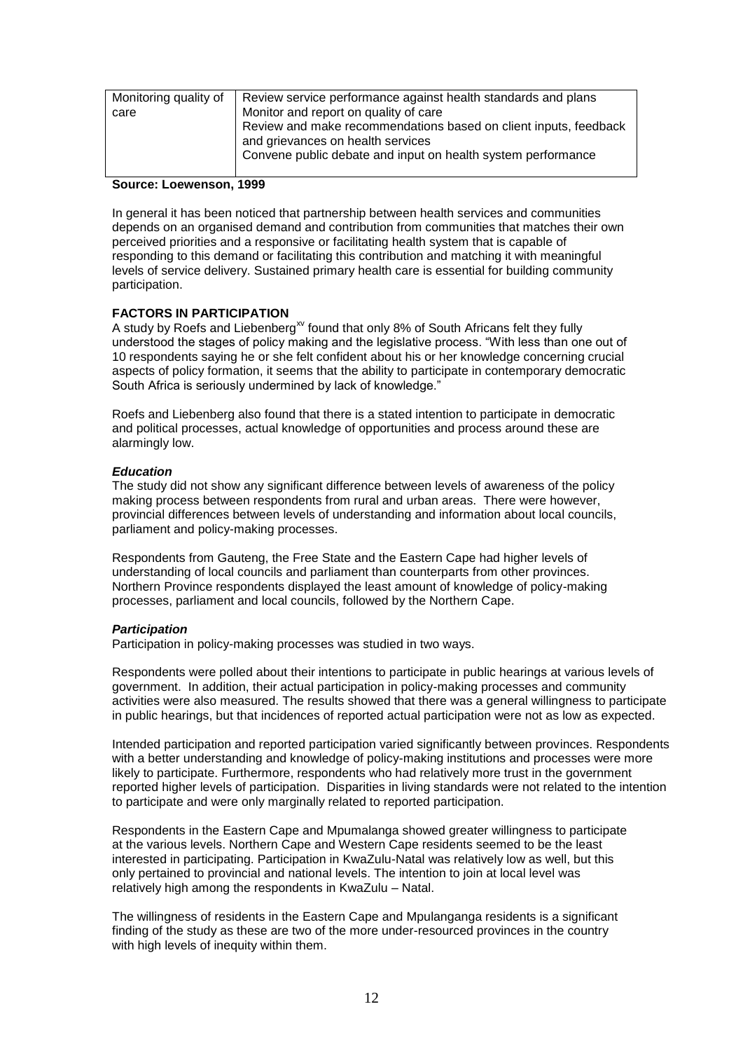| Monitoring quality of care | Review service performance against health standards and plans<br>Monitor and report on quality of care<br>Review and make recommendations based on client inputs, feedback and grievances on health services<br>Convene public debate and input on health system performance |
|---|---|

**Source: Loewenson, 1999**

In general it has been noticed that partnership between health services and communities depends on an organised demand and contribution from communities that matches their own perceived priorities and a responsive or facilitating health system that is capable of responding to this demand or facilitating this contribution and matching it with meaningful levels of service delivery. Sustained primary health care is essential for building community participation.

**FACTORS IN PARTICIPATION**

A study by Roefs and Liebenberg[xv] found that only 8% of South Africans felt they fully understood the stages of policy making and the legislative process. "With less than one out of 10 respondents saying he or she felt confident about his or her knowledge concerning crucial aspects of policy formation, it seems that the ability to participate in contemporary democratic South Africa is seriously undermined by lack of knowledge."

Roefs and Liebenberg also found that there is a stated intention to participate in democratic and political processes, actual knowledge of opportunities and process around these are alarmingly low.

***Education***

The study did not show any significant difference between levels of awareness of the policy making process between respondents from rural and urban areas. There were however, provincial differences between levels of understanding and information about local councils, parliament and policy-making processes.

Respondents from Gauteng, the Free State and the Eastern Cape had higher levels of understanding of local councils and parliament than counterparts from other provinces. Northern Province respondents displayed the least amount of knowledge of policy-making processes, parliament and local councils, followed by the Northern Cape.

***Participation***

Participation in policy-making processes was studied in two ways.

Respondents were polled about their intentions to participate in public hearings at various levels of government. In addition, their actual participation in policy-making processes and community activities were also measured. The results showed that there was a general willingness to participate in public hearings, but that incidences of reported actual participation were not as low as expected.

Intended participation and reported participation varied significantly between provinces. Respondents with a better understanding and knowledge of policy-making institutions and processes were more likely to participate. Furthermore, respondents who had relatively more trust in the government reported higher levels of participation. Disparities in living standards were not related to the intention to participate and were only marginally related to reported participation.

Respondents in the Eastern Cape and Mpumalanga showed greater willingness to participate at the various levels. Northern Cape and Western Cape residents seemed to be the least interested in participating. Participation in KwaZulu-Natal was relatively low as well, but this only pertained to provincial and national levels. The intention to join at local level was relatively high among the respondents in KwaZulu – Natal.

The willingness of residents in the Eastern Cape and Mpulanganga residents is a significant finding of the study as these are two of the more under-resourced provinces in the country with high levels of inequity within them.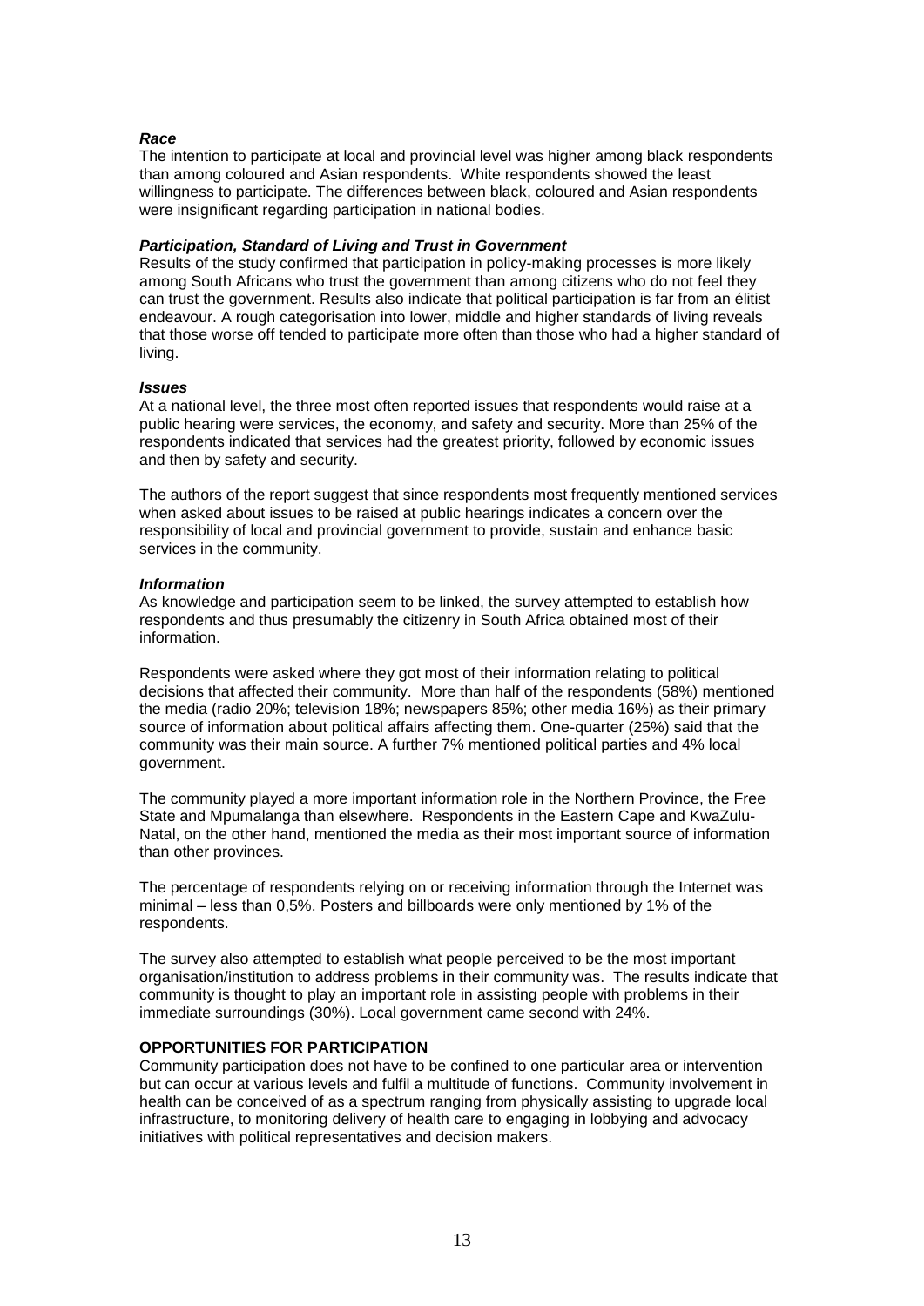***Race***

The intention to participate at local and provincial level was higher among black respondents than among coloured and Asian respondents. White respondents showed the least willingness to participate. The differences between black, coloured and Asian respondents were insignificant regarding participation in national bodies.

***Participation, Standard of Living and Trust in Government***

Results of the study confirmed that participation in policy-making processes is more likely among South Africans who trust the government than among citizens who do not feel they can trust the government. Results also indicate that political participation is far from an élitist endeavour. A rough categorisation into lower, middle and higher standards of living reveals that those worse off tended to participate more often than those who had a higher standard of living.

***Issues***

At a national level, the three most often reported issues that respondents would raise at a public hearing were services, the economy, and safety and security. More than 25% of the respondents indicated that services had the greatest priority, followed by economic issues and then by safety and security.

The authors of the report suggest that since respondents most frequently mentioned services when asked about issues to be raised at public hearings indicates a concern over the responsibility of local and provincial government to provide, sustain and enhance basic services in the community.

***Information***

As knowledge and participation seem to be linked, the survey attempted to establish how respondents and thus presumably the citizenry in South Africa obtained most of their information.

Respondents were asked where they got most of their information relating to political decisions that affected their community. More than half of the respondents (58%) mentioned the media (radio 20%; television 18%; newspapers 85%; other media 16%) as their primary source of information about political affairs affecting them. One-quarter (25%) said that the community was their main source. A further 7% mentioned political parties and 4% local government.

The community played a more important information role in the Northern Province, the Free State and Mpumalanga than elsewhere. Respondents in the Eastern Cape and KwaZulu-Natal, on the other hand, mentioned the media as their most important source of information than other provinces.

The percentage of respondents relying on or receiving information through the Internet was minimal – less than 0,5%. Posters and billboards were only mentioned by 1% of the respondents.

The survey also attempted to establish what people perceived to be the most important organisation/institution to address problems in their community was. The results indicate that community is thought to play an important role in assisting people with problems in their immediate surroundings (30%). Local government came second with 24%.

**OPPORTUNITIES FOR PARTICIPATION**

Community participation does not have to be confined to one particular area or intervention but can occur at various levels and fulfil a multitude of functions. Community involvement in health can be conceived of as a spectrum ranging from physically assisting to upgrade local infrastructure, to monitoring delivery of health care to engaging in lobbying and advocacy initiatives with political representatives and decision makers.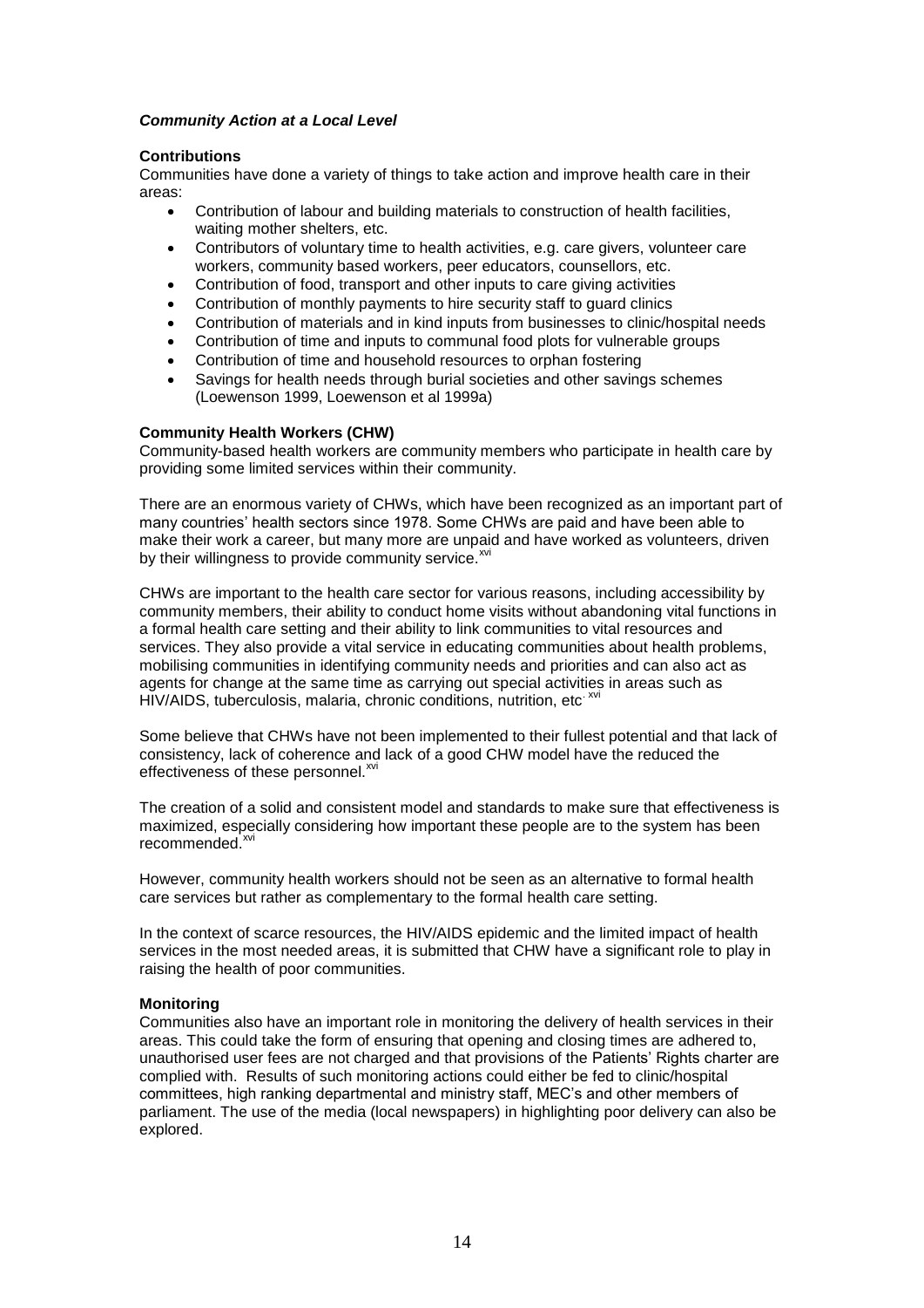### *Community Action at a Local Level*

**Contributions**

Communities have done a variety of things to take action and improve health care in their areas:

- Contribution of labour and building materials to construction of health facilities, waiting mother shelters, etc.
- Contributors of voluntary time to health activities, e.g. care givers, volunteer care workers, community based workers, peer educators, counsellors, etc.
- Contribution of food, transport and other inputs to care giving activities
- Contribution of monthly payments to hire security staff to guard clinics
- Contribution of materials and in kind inputs from businesses to clinic/hospital needs
- Contribution of time and inputs to communal food plots for vulnerable groups
- Contribution of time and household resources to orphan fostering
- Savings for health needs through burial societies and other savings schemes (Loewenson 1999, Loewenson et al 1999a)

**Community Health Workers (CHW)**

Community-based health workers are community members who participate in health care by providing some limited services within their community.

There are an enormous variety of CHWs, which have been recognized as an important part of many countries' health sectors since 1978. Some CHWs are paid and have been able to make their work a career, but many more are unpaid and have worked as volunteers, driven by their willingness to provide community service.[xvi]

CHWs are important to the health care sector for various reasons, including accessibility by community members, their ability to conduct home visits without abandoning vital functions in a formal health care setting and their ability to link communities to vital resources and services. They also provide a vital service in educating communities about health problems, mobilising communities in identifying community needs and priorities and can also act as agents for change at the same time as carrying out special activities in areas such as HIV/AIDS, tuberculosis, malaria, chronic conditions, nutrition, etc.[xvi]

Some believe that CHWs have not been implemented to their fullest potential and that lack of consistency, lack of coherence and lack of a good CHW model have the reduced the effectiveness of these personnel.[xvi]

The creation of a solid and consistent model and standards to make sure that effectiveness is maximized, especially considering how important these people are to the system has been recommended.[xvi]

However, community health workers should not be seen as an alternative to formal health care services but rather as complementary to the formal health care setting.

In the context of scarce resources, the HIV/AIDS epidemic and the limited impact of health services in the most needed areas, it is submitted that CHW have a significant role to play in raising the health of poor communities.

**Monitoring**

Communities also have an important role in monitoring the delivery of health services in their areas. This could take the form of ensuring that opening and closing times are adhered to, unauthorised user fees are not charged and that provisions of the Patients' Rights charter are complied with. Results of such monitoring actions could either be fed to clinic/hospital committees, high ranking departmental and ministry staff, MEC's and other members of parliament. The use of the media (local newspapers) in highlighting poor delivery can also be explored.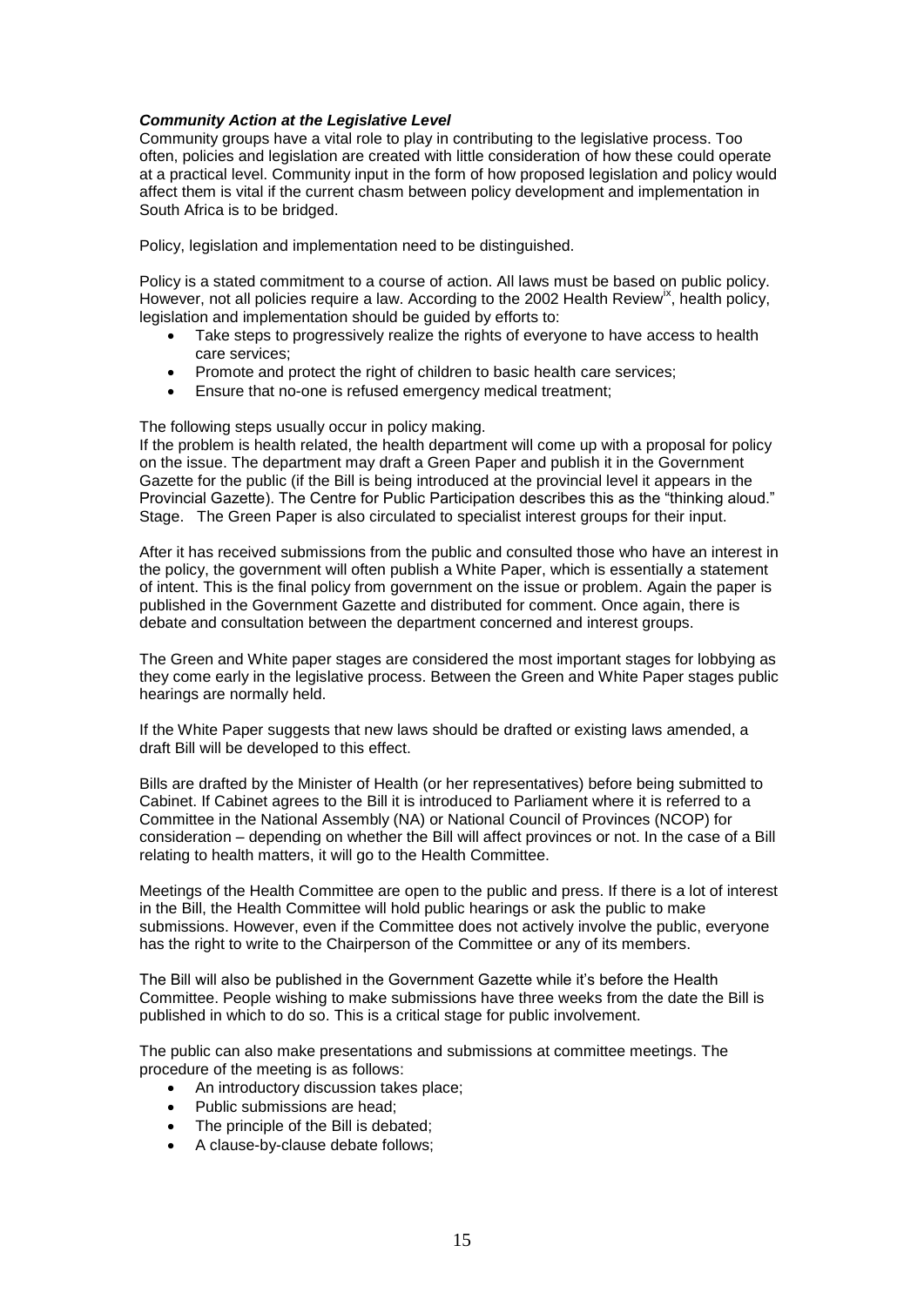***Community Action at the Legislative Level***

Community groups have a vital role to play in contributing to the legislative process. Too often, policies and legislation are created with little consideration of how these could operate at a practical level. Community input in the form of how proposed legislation and policy would affect them is vital if the current chasm between policy development and implementation in South Africa is to be bridged.

Policy, legislation and implementation need to be distinguished.

Policy is a stated commitment to a course of action. All laws must be based on public policy. However, not all policies require a law. According to the 2002 Health Review[ix], health policy, legislation and implementation should be guided by efforts to:

- Take steps to progressively realize the rights of everyone to have access to health care services;
- Promote and protect the right of children to basic health care services;
- Ensure that no-one is refused emergency medical treatment;

The following steps usually occur in policy making.

If the problem is health related, the health department will come up with a proposal for policy on the issue. The department may draft a Green Paper and publish it in the Government Gazette for the public (if the Bill is being introduced at the provincial level it appears in the Provincial Gazette). The Centre for Public Participation describes this as the "thinking aloud." Stage. The Green Paper is also circulated to specialist interest groups for their input.

After it has received submissions from the public and consulted those who have an interest in the policy, the government will often publish a White Paper, which is essentially a statement of intent. This is the final policy from government on the issue or problem. Again the paper is published in the Government Gazette and distributed for comment. Once again, there is debate and consultation between the department concerned and interest groups.

The Green and White paper stages are considered the most important stages for lobbying as they come early in the legislative process. Between the Green and White Paper stages public hearings are normally held.

If the White Paper suggests that new laws should be drafted or existing laws amended, a draft Bill will be developed to this effect.

Bills are drafted by the Minister of Health (or her representatives) before being submitted to Cabinet. If Cabinet agrees to the Bill it is introduced to Parliament where it is referred to a Committee in the National Assembly (NA) or National Council of Provinces (NCOP) for consideration – depending on whether the Bill will affect provinces or not. In the case of a Bill relating to health matters, it will go to the Health Committee.

Meetings of the Health Committee are open to the public and press. If there is a lot of interest in the Bill, the Health Committee will hold public hearings or ask the public to make submissions. However, even if the Committee does not actively involve the public, everyone has the right to write to the Chairperson of the Committee or any of its members.

The Bill will also be published in the Government Gazette while it's before the Health Committee. People wishing to make submissions have three weeks from the date the Bill is published in which to do so. This is a critical stage for public involvement.

The public can also make presentations and submissions at committee meetings. The procedure of the meeting is as follows:

- An introductory discussion takes place;
- Public submissions are head;
- The principle of the Bill is debated;
- A clause-by-clause debate follows;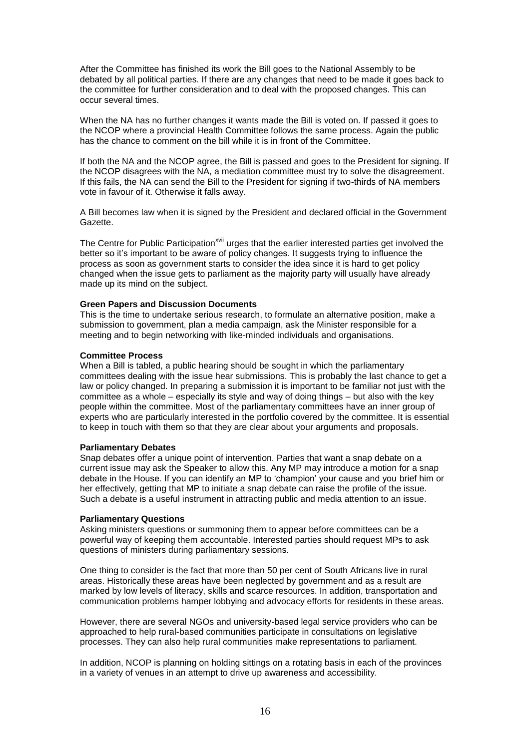After the Committee has finished its work the Bill goes to the National Assembly to be debated by all political parties. If there are any changes that need to be made it goes back to the committee for further consideration and to deal with the proposed changes. This can occur several times.

When the NA has no further changes it wants made the Bill is voted on. If passed it goes to the NCOP where a provincial Health Committee follows the same process. Again the public has the chance to comment on the bill while it is in front of the Committee.

If both the NA and the NCOP agree, the Bill is passed and goes to the President for signing. If the NCOP disagrees with the NA, a mediation committee must try to solve the disagreement. If this fails, the NA can send the Bill to the President for signing if two-thirds of NA members vote in favour of it. Otherwise it falls away.

A Bill becomes law when it is signed by the President and declared official in the Government Gazette.

The Centre for Public Participation[xvii] urges that the earlier interested parties get involved the better so it's important to be aware of policy changes. It suggests trying to influence the process as soon as government starts to consider the idea since it is hard to get policy changed when the issue gets to parliament as the majority party will usually have already made up its mind on the subject.

**Green Papers and Discussion Documents**
This is the time to undertake serious research, to formulate an alternative position, make a submission to government, plan a media campaign, ask the Minister responsible for a meeting and to begin networking with like-minded individuals and organisations.

**Committee Process**
When a Bill is tabled, a public hearing should be sought in which the parliamentary committees dealing with the issue hear submissions. This is probably the last chance to get a law or policy changed. In preparing a submission it is important to be familiar not just with the committee as a whole – especially its style and way of doing things – but also with the key people within the committee. Most of the parliamentary committees have an inner group of experts who are particularly interested in the portfolio covered by the committee. It is essential to keep in touch with them so that they are clear about your arguments and proposals.

**Parliamentary Debates**
Snap debates offer a unique point of intervention. Parties that want a snap debate on a current issue may ask the Speaker to allow this. Any MP may introduce a motion for a snap debate in the House. If you can identify an MP to 'champion' your cause and you brief him or her effectively, getting that MP to initiate a snap debate can raise the profile of the issue. Such a debate is a useful instrument in attracting public and media attention to an issue.

**Parliamentary Questions**
Asking ministers questions or summoning them to appear before committees can be a powerful way of keeping them accountable. Interested parties should request MPs to ask questions of ministers during parliamentary sessions.

One thing to consider is the fact that more than 50 per cent of South Africans live in rural areas. Historically these areas have been neglected by government and as a result are marked by low levels of literacy, skills and scarce resources. In addition, transportation and communication problems hamper lobbying and advocacy efforts for residents in these areas.

However, there are several NGOs and university-based legal service providers who can be approached to help rural-based communities participate in consultations on legislative processes. They can also help rural communities make representations to parliament.

In addition, NCOP is planning on holding sittings on a rotating basis in each of the provinces in a variety of venues in an attempt to drive up awareness and accessibility.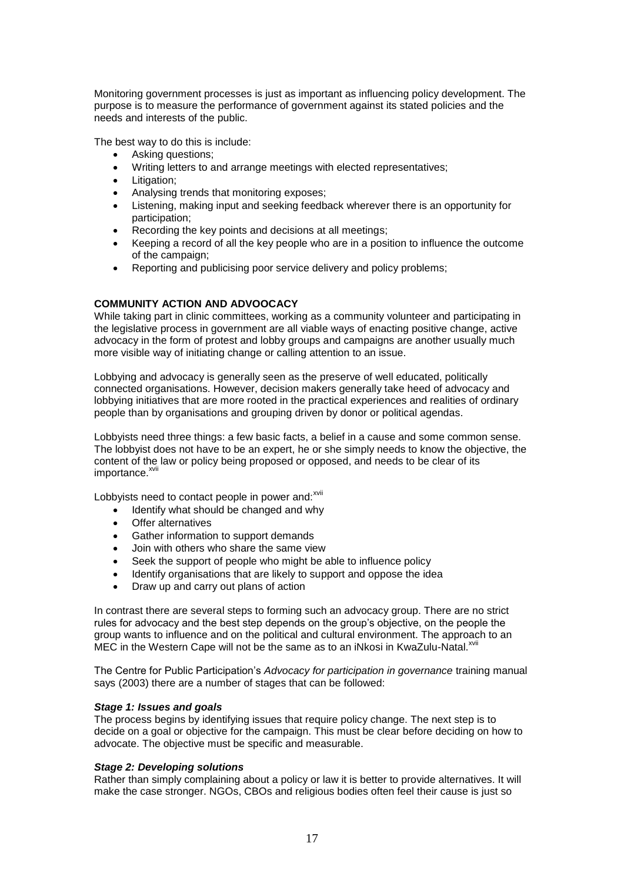Monitoring government processes is just as important as influencing policy development. The purpose is to measure the performance of government against its stated policies and the needs and interests of the public.

The best way to do this is include:

- Asking questions;
- Writing letters to and arrange meetings with elected representatives;
- Litigation;
- Analysing trends that monitoring exposes;
- Listening, making input and seeking feedback wherever there is an opportunity for participation;
- Recording the key points and decisions at all meetings;
- Keeping a record of all the key people who are in a position to influence the outcome of the campaign;
- Reporting and publicising poor service delivery and policy problems;

**COMMUNITY ACTION AND ADVOOCACY**

While taking part in clinic committees, working as a community volunteer and participating in the legislative process in government are all viable ways of enacting positive change, active advocacy in the form of protest and lobby groups and campaigns are another usually much more visible way of initiating change or calling attention to an issue.

Lobbying and advocacy is generally seen as the preserve of well educated, politically connected organisations. However, decision makers generally take heed of advocacy and lobbying initiatives that are more rooted in the practical experiences and realities of ordinary people than by organisations and grouping driven by donor or political agendas.

Lobbyists need three things: a few basic facts, a belief in a cause and some common sense. The lobbyist does not have to be an expert, he or she simply needs to know the objective, the content of the law or policy being proposed or opposed, and needs to be clear of its importance.[xvii]

Lobbyists need to contact people in power and:[xvii]

- Identify what should be changed and why
- Offer alternatives
- Gather information to support demands
- Join with others who share the same view
- Seek the support of people who might be able to influence policy
- Identify organisations that are likely to support and oppose the idea
- Draw up and carry out plans of action

In contrast there are several steps to forming such an advocacy group. There are no strict rules for advocacy and the best step depends on the group's objective, on the people the group wants to influence and on the political and cultural environment. The approach to an MEC in the Western Cape will not be the same as to an iNkosi in KwaZulu-Natal.[xvii]

The Centre for Public Participation's *Advocacy for participation in governance* training manual says (2003) there are a number of stages that can be followed:

***Stage 1: Issues and goals***

The process begins by identifying issues that require policy change. The next step is to decide on a goal or objective for the campaign. This must be clear before deciding on how to advocate. The objective must be specific and measurable.

***Stage 2: Developing solutions***

Rather than simply complaining about a policy or law it is better to provide alternatives. It will make the case stronger. NGOs, CBOs and religious bodies often feel their cause is just so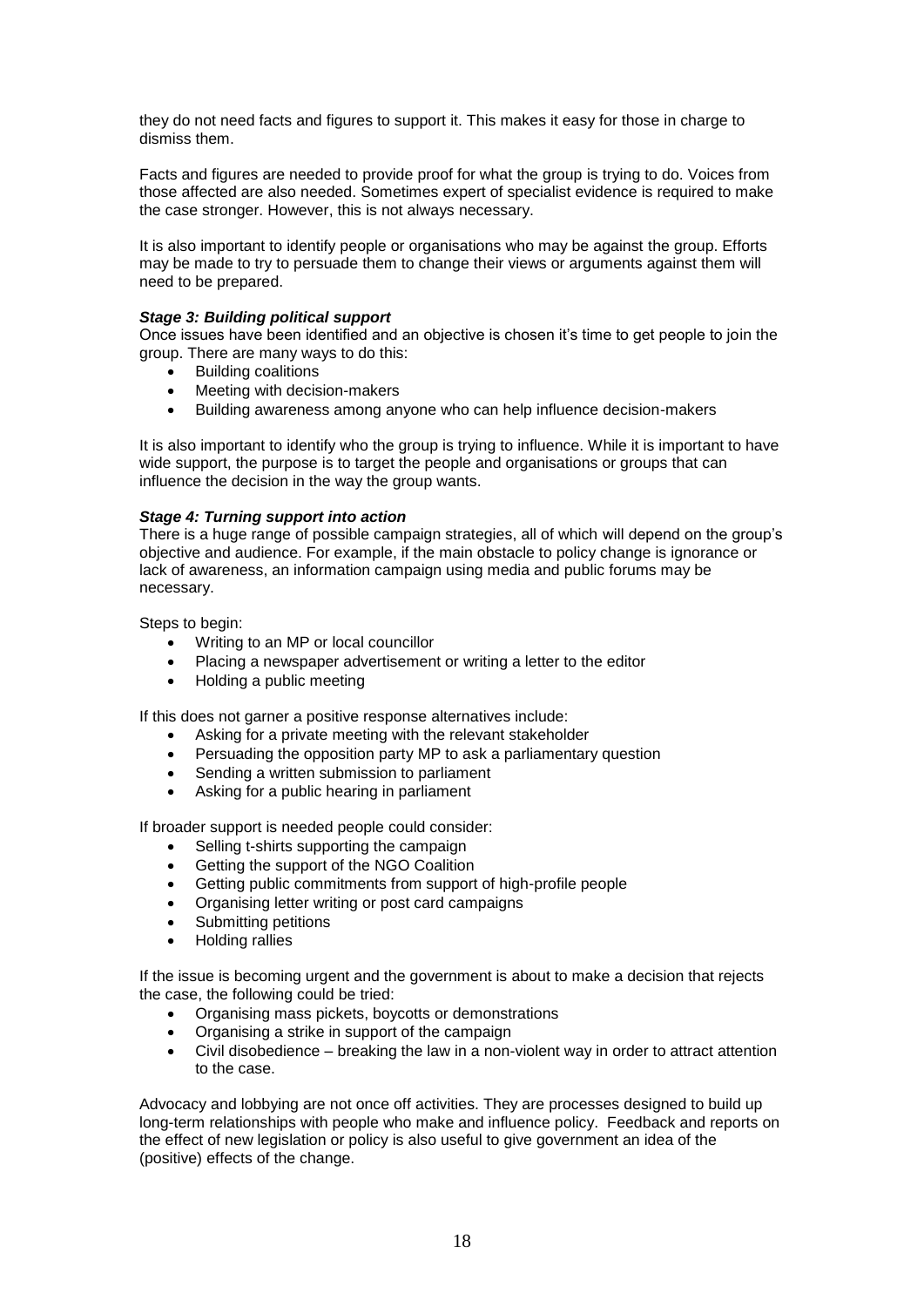they do not need facts and figures to support it. This makes it easy for those in charge to dismiss them.

Facts and figures are needed to provide proof for what the group is trying to do. Voices from those affected are also needed. Sometimes expert of specialist evidence is required to make the case stronger. However, this is not always necessary.

It is also important to identify people or organisations who may be against the group. Efforts may be made to try to persuade them to change their views or arguments against them will need to be prepared.

***Stage 3: Building political support***

Once issues have been identified and an objective is chosen it's time to get people to join the group. There are many ways to do this:

- Building coalitions
- Meeting with decision-makers
- Building awareness among anyone who can help influence decision-makers

It is also important to identify who the group is trying to influence. While it is important to have wide support, the purpose is to target the people and organisations or groups that can influence the decision in the way the group wants.

***Stage 4: Turning support into action***

There is a huge range of possible campaign strategies, all of which will depend on the group's objective and audience. For example, if the main obstacle to policy change is ignorance or lack of awareness, an information campaign using media and public forums may be necessary.

Steps to begin:

- Writing to an MP or local councillor
- Placing a newspaper advertisement or writing a letter to the editor
- Holding a public meeting

If this does not garner a positive response alternatives include:

- Asking for a private meeting with the relevant stakeholder
- Persuading the opposition party MP to ask a parliamentary question
- Sending a written submission to parliament
- Asking for a public hearing in parliament

If broader support is needed people could consider:

- Selling t-shirts supporting the campaign
- Getting the support of the NGO Coalition
- Getting public commitments from support of high-profile people
- Organising letter writing or post card campaigns
- Submitting petitions
- Holding rallies

If the issue is becoming urgent and the government is about to make a decision that rejects the case, the following could be tried:

- Organising mass pickets, boycotts or demonstrations
- Organising a strike in support of the campaign
- Civil disobedience – breaking the law in a non-violent way in order to attract attention to the case.

Advocacy and lobbying are not once off activities. They are processes designed to build up long-term relationships with people who make and influence policy. Feedback and reports on the effect of new legislation or policy is also useful to give government an idea of the (positive) effects of the change.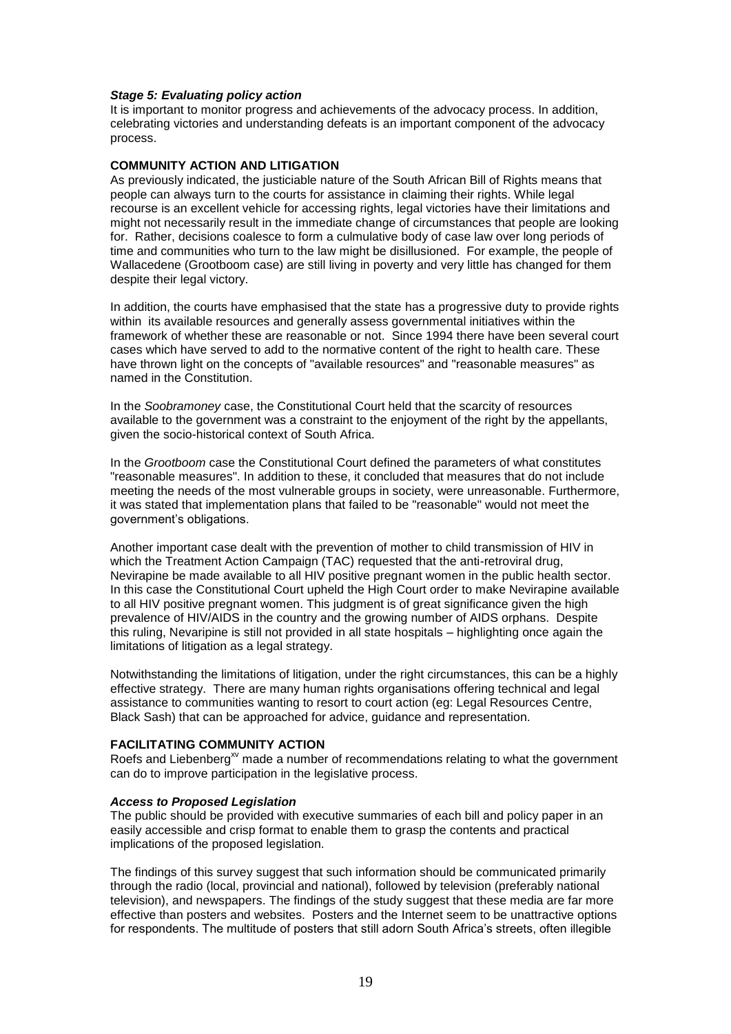### *Stage 5: Evaluating policy action*

It is important to monitor progress and achievements of the advocacy process. In addition, celebrating victories and understanding defeats is an important component of the advocacy process.

## COMMUNITY ACTION AND LITIGATION

As previously indicated, the justiciable nature of the South African Bill of Rights means that people can always turn to the courts for assistance in claiming their rights. While legal recourse is an excellent vehicle for accessing rights, legal victories have their limitations and might not necessarily result in the immediate change of circumstances that people are looking for. Rather, decisions coalesce to form a culmulative body of case law over long periods of time and communities who turn to the law might be disillusioned. For example, the people of Wallacedene (Grootboom case) are still living in poverty and very little has changed for them despite their legal victory.

In addition, the courts have emphasised that the state has a progressive duty to provide rights within its available resources and generally assess governmental initiatives within the framework of whether these are reasonable or not. Since 1994 there have been several court cases which have served to add to the normative content of the right to health care. These have thrown light on the concepts of "available resources" and "reasonable measures" as named in the Constitution.

In the *Soobramoney* case, the Constitutional Court held that the scarcity of resources available to the government was a constraint to the enjoyment of the right by the appellants, given the socio-historical context of South Africa.

In the *Grootboom* case the Constitutional Court defined the parameters of what constitutes "reasonable measures". In addition to these, it concluded that measures that do not include meeting the needs of the most vulnerable groups in society, were unreasonable. Furthermore, it was stated that implementation plans that failed to be "reasonable" would not meet the government's obligations.

Another important case dealt with the prevention of mother to child transmission of HIV in which the Treatment Action Campaign (TAC) requested that the anti-retroviral drug, Nevirapine be made available to all HIV positive pregnant women in the public health sector. In this case the Constitutional Court upheld the High Court order to make Nevirapine available to all HIV positive pregnant women. This judgment is of great significance given the high prevalence of HIV/AIDS in the country and the growing number of AIDS orphans. Despite this ruling, Nevaripine is still not provided in all state hospitals – highlighting once again the limitations of litigation as a legal strategy.

Notwithstanding the limitations of litigation, under the right circumstances, this can be a highly effective strategy. There are many human rights organisations offering technical and legal assistance to communities wanting to resort to court action (eg: Legal Resources Centre, Black Sash) that can be approached for advice, guidance and representation.

## FACILITATING COMMUNITY ACTION

Roefs and Liebenberg[xv] made a number of recommendations relating to what the government can do to improve participation in the legislative process.

### *Access to Proposed Legislation*

The public should be provided with executive summaries of each bill and policy paper in an easily accessible and crisp format to enable them to grasp the contents and practical implications of the proposed legislation.

The findings of this survey suggest that such information should be communicated primarily through the radio (local, provincial and national), followed by television (preferably national television), and newspapers. The findings of the study suggest that these media are far more effective than posters and websites. Posters and the Internet seem to be unattractive options for respondents. The multitude of posters that still adorn South Africa's streets, often illegible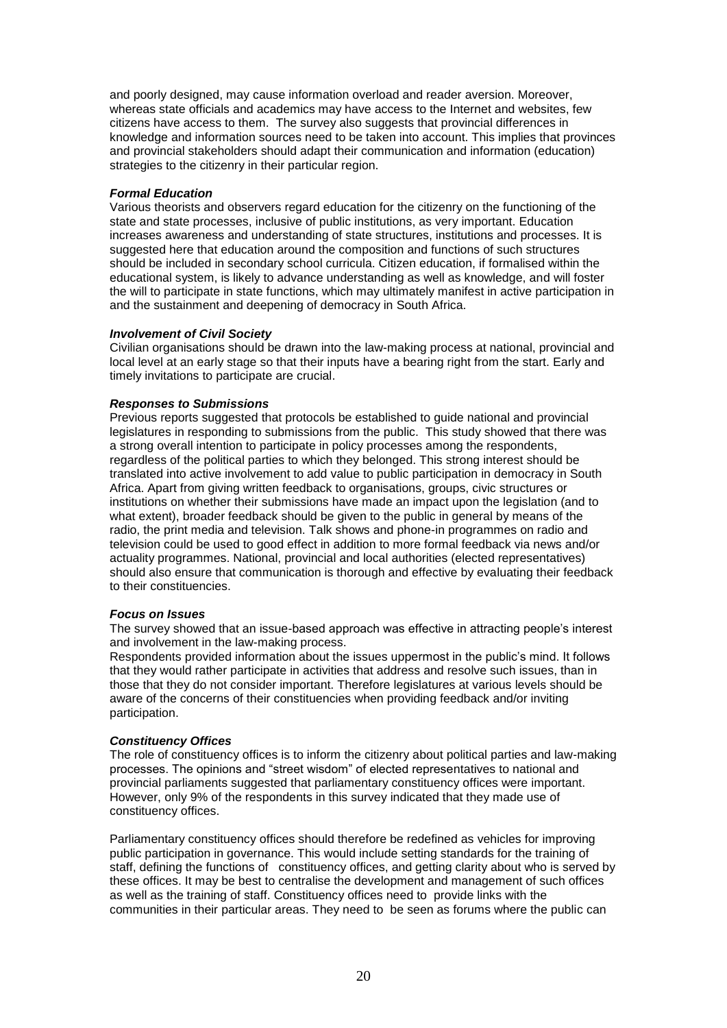and poorly designed, may cause information overload and reader aversion. Moreover, whereas state officials and academics may have access to the Internet and websites, few citizens have access to them. The survey also suggests that provincial differences in knowledge and information sources need to be taken into account. This implies that provinces and provincial stakeholders should adapt their communication and information (education) strategies to the citizenry in their particular region.

***Formal Education***

Various theorists and observers regard education for the citizenry on the functioning of the state and state processes, inclusive of public institutions, as very important. Education increases awareness and understanding of state structures, institutions and processes. It is suggested here that education around the composition and functions of such structures should be included in secondary school curricula. Citizen education, if formalised within the educational system, is likely to advance understanding as well as knowledge, and will foster the will to participate in state functions, which may ultimately manifest in active participation in and the sustainment and deepening of democracy in South Africa.

***Involvement of Civil Society***

Civilian organisations should be drawn into the law-making process at national, provincial and local level at an early stage so that their inputs have a bearing right from the start. Early and timely invitations to participate are crucial.

***Responses to Submissions***

Previous reports suggested that protocols be established to guide national and provincial legislatures in responding to submissions from the public. This study showed that there was a strong overall intention to participate in policy processes among the respondents, regardless of the political parties to which they belonged. This strong interest should be translated into active involvement to add value to public participation in democracy in South Africa. Apart from giving written feedback to organisations, groups, civic structures or institutions on whether their submissions have made an impact upon the legislation (and to what extent), broader feedback should be given to the public in general by means of the radio, the print media and television. Talk shows and phone-in programmes on radio and television could be used to good effect in addition to more formal feedback via news and/or actuality programmes. National, provincial and local authorities (elected representatives) should also ensure that communication is thorough and effective by evaluating their feedback to their constituencies.

***Focus on Issues***

The survey showed that an issue-based approach was effective in attracting people's interest and involvement in the law-making process.

Respondents provided information about the issues uppermost in the public's mind. It follows that they would rather participate in activities that address and resolve such issues, than in those that they do not consider important. Therefore legislatures at various levels should be aware of the concerns of their constituencies when providing feedback and/or inviting participation.

***Constituency Offices***

The role of constituency offices is to inform the citizenry about political parties and law-making processes. The opinions and "street wisdom" of elected representatives to national and provincial parliaments suggested that parliamentary constituency offices were important. However, only 9% of the respondents in this survey indicated that they made use of constituency offices.

Parliamentary constituency offices should therefore be redefined as vehicles for improving public participation in governance. This would include setting standards for the training of staff, defining the functions of constituency offices, and getting clarity about who is served by these offices. It may be best to centralise the development and management of such offices as well as the training of staff. Constituency offices need to provide links with the communities in their particular areas. They need to be seen as forums where the public can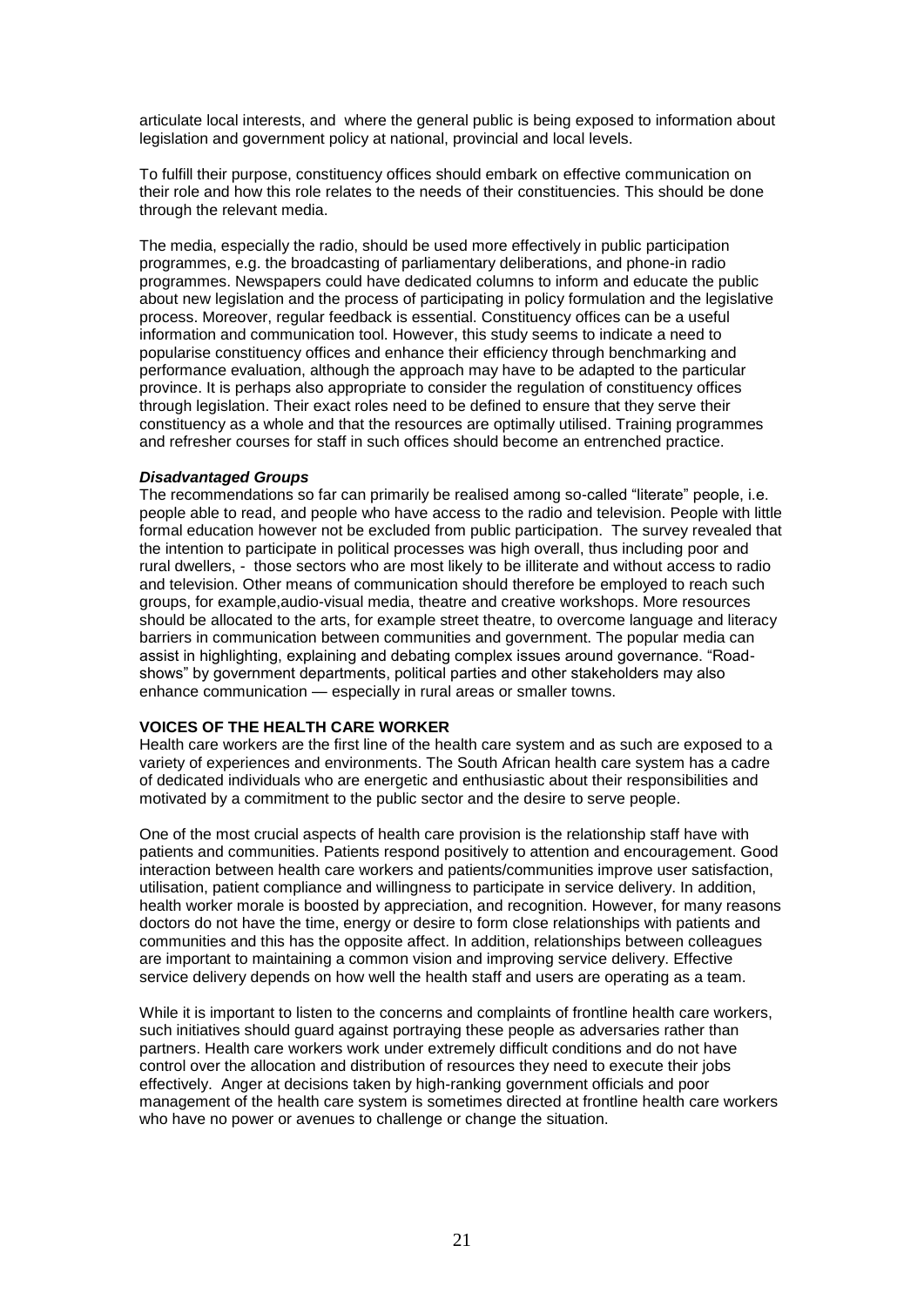articulate local interests, and where the general public is being exposed to information about legislation and government policy at national, provincial and local levels.

To fulfill their purpose, constituency offices should embark on effective communication on their role and how this role relates to the needs of their constituencies. This should be done through the relevant media.

The media, especially the radio, should be used more effectively in public participation programmes, e.g. the broadcasting of parliamentary deliberations, and phone-in radio programmes. Newspapers could have dedicated columns to inform and educate the public about new legislation and the process of participating in policy formulation and the legislative process. Moreover, regular feedback is essential. Constituency offices can be a useful information and communication tool. However, this study seems to indicate a need to popularise constituency offices and enhance their efficiency through benchmarking and performance evaluation, although the approach may have to be adapted to the particular province. It is perhaps also appropriate to consider the regulation of constituency offices through legislation. Their exact roles need to be defined to ensure that they serve their constituency as a whole and that the resources are optimally utilised. Training programmes and refresher courses for staff in such offices should become an entrenched practice.

***Disadvantaged Groups***

The recommendations so far can primarily be realised among so-called "literate" people, i.e. people able to read, and people who have access to the radio and television. People with little formal education however not be excluded from public participation. The survey revealed that the intention to participate in political processes was high overall, thus including poor and rural dwellers, - those sectors who are most likely to be illiterate and without access to radio and television. Other means of communication should therefore be employed to reach such groups, for example,audio-visual media, theatre and creative workshops. More resources should be allocated to the arts, for example street theatre, to overcome language and literacy barriers in communication between communities and government. The popular media can assist in highlighting, explaining and debating complex issues around governance. "Road-shows" by government departments, political parties and other stakeholders may also enhance communication — especially in rural areas or smaller towns.

**VOICES OF THE HEALTH CARE WORKER**

Health care workers are the first line of the health care system and as such are exposed to a variety of experiences and environments. The South African health care system has a cadre of dedicated individuals who are energetic and enthusiastic about their responsibilities and motivated by a commitment to the public sector and the desire to serve people.

One of the most crucial aspects of health care provision is the relationship staff have with patients and communities. Patients respond positively to attention and encouragement. Good interaction between health care workers and patients/communities improve user satisfaction, utilisation, patient compliance and willingness to participate in service delivery. In addition, health worker morale is boosted by appreciation, and recognition. However, for many reasons doctors do not have the time, energy or desire to form close relationships with patients and communities and this has the opposite affect. In addition, relationships between colleagues are important to maintaining a common vision and improving service delivery. Effective service delivery depends on how well the health staff and users are operating as a team.

While it is important to listen to the concerns and complaints of frontline health care workers, such initiatives should guard against portraying these people as adversaries rather than partners. Health care workers work under extremely difficult conditions and do not have control over the allocation and distribution of resources they need to execute their jobs effectively. Anger at decisions taken by high-ranking government officials and poor management of the health care system is sometimes directed at frontline health care workers who have no power or avenues to challenge or change the situation.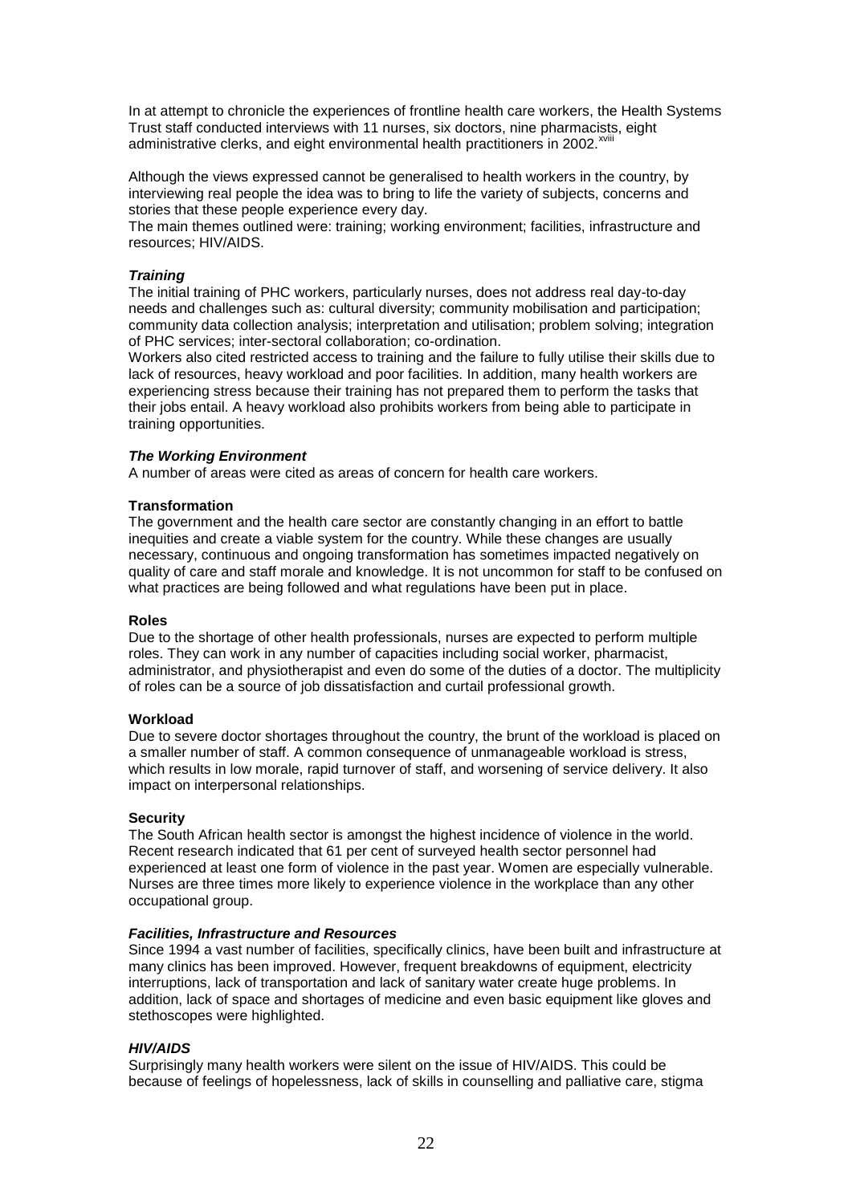In at attempt to chronicle the experiences of frontline health care workers, the Health Systems Trust staff conducted interviews with 11 nurses, six doctors, nine pharmacists, eight administrative clerks, and eight environmental health practitioners in 2002.[xviii]

Although the views expressed cannot be generalised to health workers in the country, by interviewing real people the idea was to bring to life the variety of subjects, concerns and stories that these people experience every day.

The main themes outlined were: training; working environment; facilities, infrastructure and resources; HIV/AIDS.

***Training***

The initial training of PHC workers, particularly nurses, does not address real day-to-day needs and challenges such as: cultural diversity; community mobilisation and participation; community data collection analysis; interpretation and utilisation; problem solving; integration of PHC services; inter-sectoral collaboration; co-ordination.

Workers also cited restricted access to training and the failure to fully utilise their skills due to lack of resources, heavy workload and poor facilities. In addition, many health workers are experiencing stress because their training has not prepared them to perform the tasks that their jobs entail. A heavy workload also prohibits workers from being able to participate in training opportunities.

***The Working Environment***

A number of areas were cited as areas of concern for health care workers.

**Transformation**

The government and the health care sector are constantly changing in an effort to battle inequities and create a viable system for the country. While these changes are usually necessary, continuous and ongoing transformation has sometimes impacted negatively on quality of care and staff morale and knowledge. It is not uncommon for staff to be confused on what practices are being followed and what regulations have been put in place.

**Roles**

Due to the shortage of other health professionals, nurses are expected to perform multiple roles. They can work in any number of capacities including social worker, pharmacist, administrator, and physiotherapist and even do some of the duties of a doctor. The multiplicity of roles can be a source of job dissatisfaction and curtail professional growth.

**Workload**

Due to severe doctor shortages throughout the country, the brunt of the workload is placed on a smaller number of staff. A common consequence of unmanageable workload is stress, which results in low morale, rapid turnover of staff, and worsening of service delivery. It also impact on interpersonal relationships.

**Security**

The South African health sector is amongst the highest incidence of violence in the world. Recent research indicated that 61 per cent of surveyed health sector personnel had experienced at least one form of violence in the past year. Women are especially vulnerable. Nurses are three times more likely to experience violence in the workplace than any other occupational group.

***Facilities, Infrastructure and Resources***

Since 1994 a vast number of facilities, specifically clinics, have been built and infrastructure at many clinics has been improved. However, frequent breakdowns of equipment, electricity interruptions, lack of transportation and lack of sanitary water create huge problems. In addition, lack of space and shortages of medicine and even basic equipment like gloves and stethoscopes were highlighted.

***HIV/AIDS***

Surprisingly many health workers were silent on the issue of HIV/AIDS. This could be because of feelings of hopelessness, lack of skills in counselling and palliative care, stigma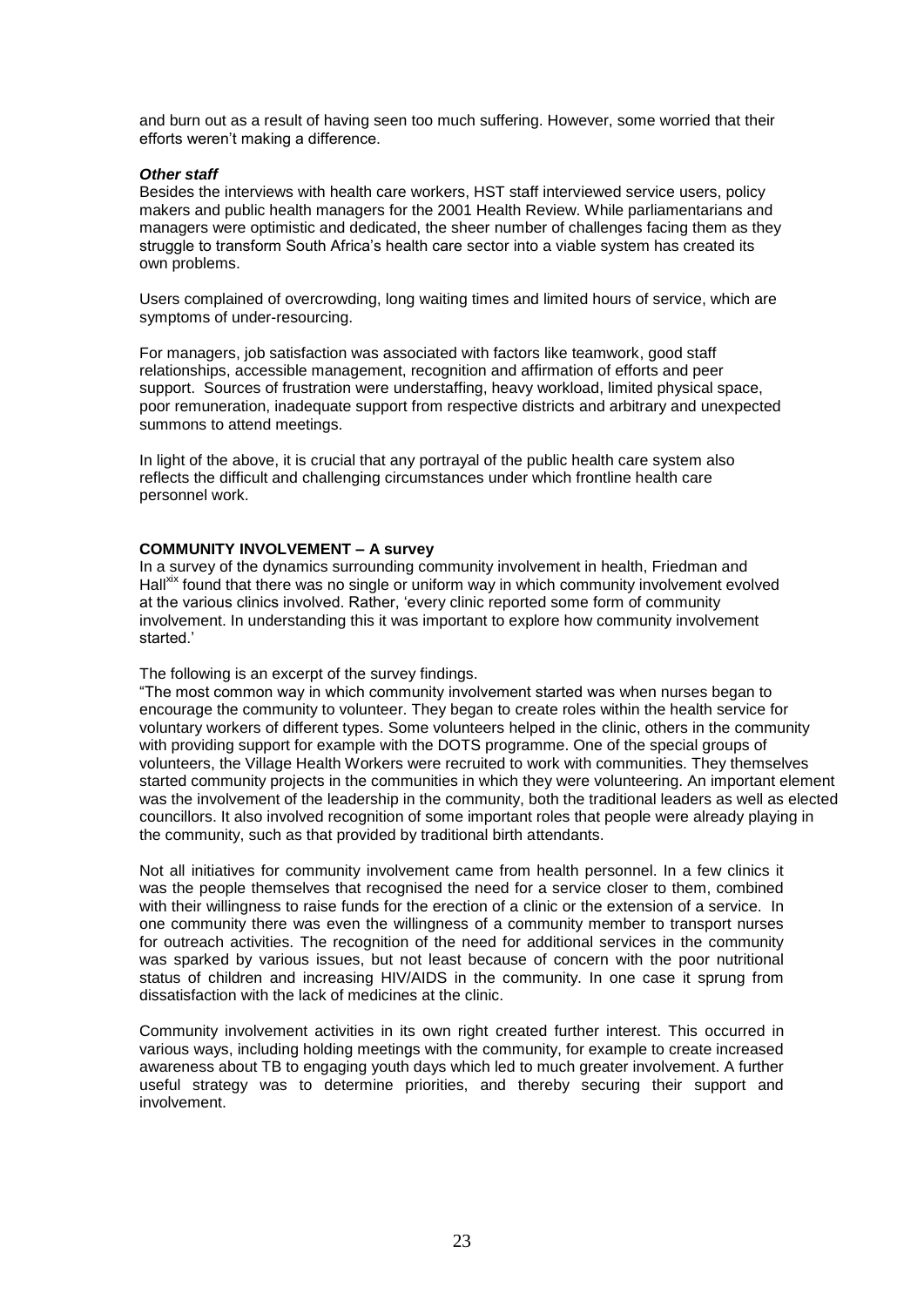and burn out as a result of having seen too much suffering. However, some worried that their efforts weren't making a difference.

***Other staff***

Besides the interviews with health care workers, HST staff interviewed service users, policy makers and public health managers for the 2001 Health Review. While parliamentarians and managers were optimistic and dedicated, the sheer number of challenges facing them as they struggle to transform South Africa's health care sector into a viable system has created its own problems.

Users complained of overcrowding, long waiting times and limited hours of service, which are symptoms of under-resourcing.

For managers, job satisfaction was associated with factors like teamwork, good staff relationships, accessible management, recognition and affirmation of efforts and peer support. Sources of frustration were understaffing, heavy workload, limited physical space, poor remuneration, inadequate support from respective districts and arbitrary and unexpected summons to attend meetings.

In light of the above, it is crucial that any portrayal of the public health care system also reflects the difficult and challenging circumstances under which frontline health care personnel work.

**COMMUNITY INVOLVEMENT – A survey**

In a survey of the dynamics surrounding community involvement in health, Friedman and Hall[xix] found that there was no single or uniform way in which community involvement evolved at the various clinics involved. Rather, 'every clinic reported some form of community involvement. In understanding this it was important to explore how community involvement started.'

The following is an excerpt of the survey findings.

"The most common way in which community involvement started was when nurses began to encourage the community to volunteer. They began to create roles within the health service for voluntary workers of different types. Some volunteers helped in the clinic, others in the community with providing support for example with the DOTS programme. One of the special groups of volunteers, the Village Health Workers were recruited to work with communities. They themselves started community projects in the communities in which they were volunteering. An important element was the involvement of the leadership in the community, both the traditional leaders as well as elected councillors. It also involved recognition of some important roles that people were already playing in the community, such as that provided by traditional birth attendants.

Not all initiatives for community involvement came from health personnel. In a few clinics it was the people themselves that recognised the need for a service closer to them, combined with their willingness to raise funds for the erection of a clinic or the extension of a service. In one community there was even the willingness of a community member to transport nurses for outreach activities. The recognition of the need for additional services in the community was sparked by various issues, but not least because of concern with the poor nutritional status of children and increasing HIV/AIDS in the community. In one case it sprung from dissatisfaction with the lack of medicines at the clinic.

Community involvement activities in its own right created further interest. This occurred in various ways, including holding meetings with the community, for example to create increased awareness about TB to engaging youth days which led to much greater involvement. A further useful strategy was to determine priorities, and thereby securing their support and involvement.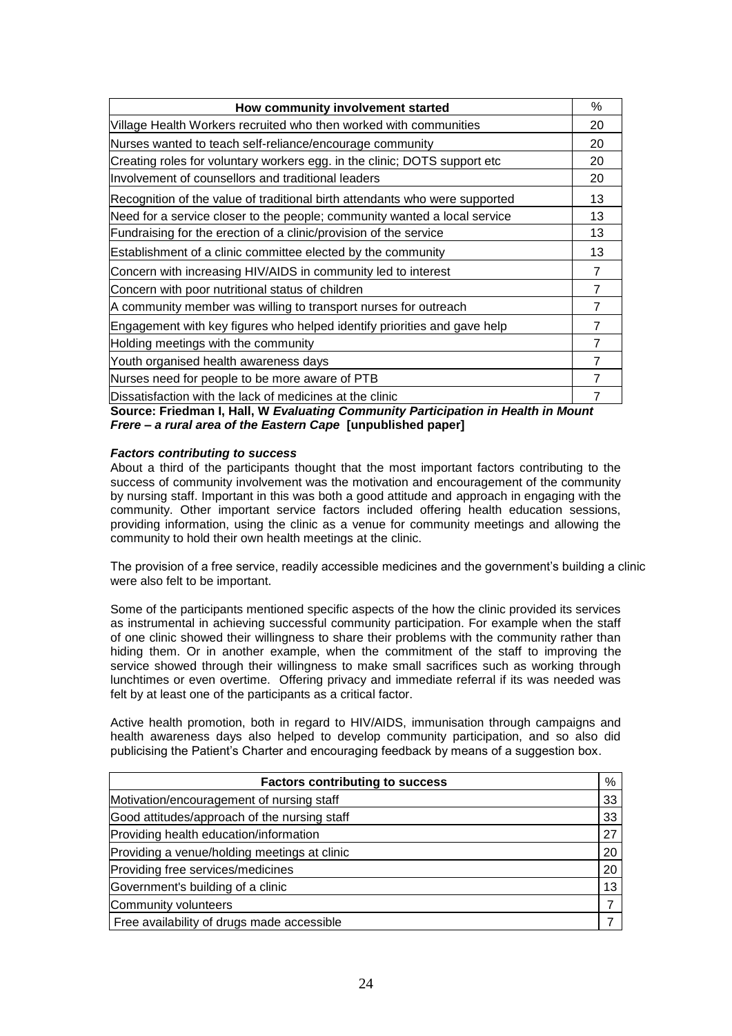| How community involvement started | % |
|---|---|
| Village Health Workers recruited who then worked with communities | 20 |
| Nurses wanted to teach self-reliance/encourage community | 20 |
| Creating roles for voluntary workers egg. in the clinic; DOTS support etc | 20 |
| Involvement of counsellors and traditional leaders | 20 |
| Recognition of the value of traditional birth attendants who were supported | 13 |
| Need for a service closer to the people; community wanted a local service | 13 |
| Fundraising for the erection of a clinic/provision of the service | 13 |
| Establishment of a clinic committee elected by the community | 13 |
| Concern with increasing HIV/AIDS in community led to interest | 7 |
| Concern with poor nutritional status of children | 7 |
| A community member was willing to transport nurses for outreach | 7 |
| Engagement with key figures who helped identify priorities and gave help | 7 |
| Holding meetings with the community | 7 |
| Youth organised health awareness days | 7 |
| Nurses need for people to be more aware of PTB | 7 |
| Dissatisfaction with the lack of medicines at the clinic | 7 |

**Source: Friedman I, Hall, W *Evaluating Community Participation in Health in Mount Frere – a rural area of the Eastern Cape* [unpublished paper]**

***Factors contributing to success***

About a third of the participants thought that the most important factors contributing to the success of community involvement was the motivation and encouragement of the community by nursing staff. Important in this was both a good attitude and approach in engaging with the community. Other important service factors included offering health education sessions, providing information, using the clinic as a venue for community meetings and allowing the community to hold their own health meetings at the clinic.

The provision of a free service, readily accessible medicines and the government's building a clinic were also felt to be important.

Some of the participants mentioned specific aspects of the how the clinic provided its services as instrumental in achieving successful community participation. For example when the staff of one clinic showed their willingness to share their problems with the community rather than hiding them. Or in another example, when the commitment of the staff to improving the service showed through their willingness to make small sacrifices such as working through lunchtimes or even overtime. Offering privacy and immediate referral if its was needed was felt by at least one of the participants as a critical factor.

Active health promotion, both in regard to HIV/AIDS, immunisation through campaigns and health awareness days also helped to develop community participation, and so also did publicising the Patient's Charter and encouraging feedback by means of a suggestion box.

| Factors contributing to success | % |
|---|---|
| Motivation/encouragement of nursing staff | 33 |
| Good attitudes/approach of the nursing staff | 33 |
| Providing health education/information | 27 |
| Providing a venue/holding meetings at clinic | 20 |
| Providing free services/medicines | 20 |
| Government's building of a clinic | 13 |
| Community volunteers | 7 |
| Free availability of drugs made accessible | 7 |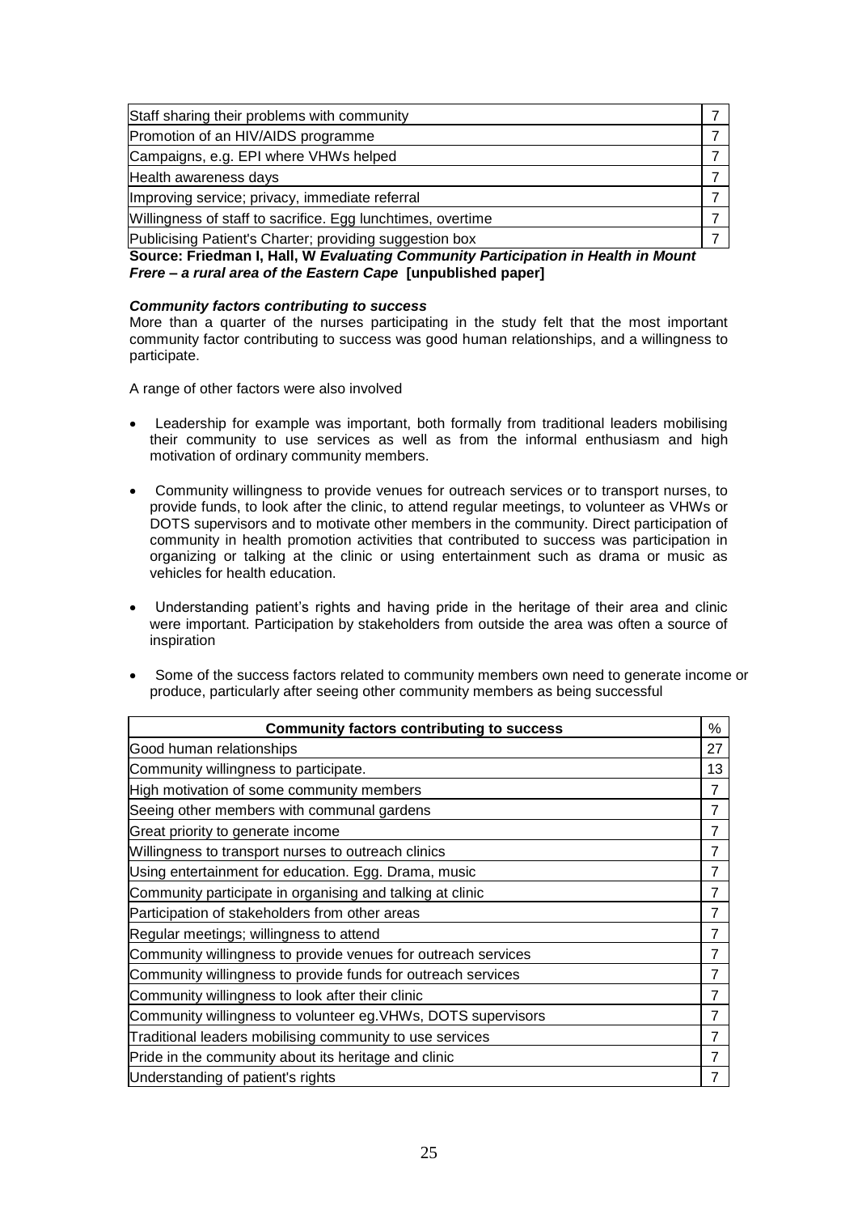| | |
|---|---|
| Staff sharing their problems with community | 7 |
| Promotion of an HIV/AIDS programme | 7 |
| Campaigns, e.g. EPI where VHWs helped | 7 |
| Health awareness days | 7 |
| Improving service; privacy, immediate referral | 7 |
| Willingness of staff to sacrifice. Egg lunchtimes, overtime | 7 |
| Publicising Patient's Charter; providing suggestion box | 7 |

**Source: Friedman I, Hall, W *Evaluating Community Participation in Health in Mount Frere – a rural area of the Eastern Cape* [unpublished paper]**

***Community factors contributing to success***

More than a quarter of the nurses participating in the study felt that the most important community factor contributing to success was good human relationships, and a willingness to participate.

A range of other factors were also involved

- Leadership for example was important, both formally from traditional leaders mobilising their community to use services as well as from the informal enthusiasm and high motivation of ordinary community members.
- Community willingness to provide venues for outreach services or to transport nurses, to provide funds, to look after the clinic, to attend regular meetings, to volunteer as VHWs or DOTS supervisors and to motivate other members in the community. Direct participation of community in health promotion activities that contributed to success was participation in organizing or talking at the clinic or using entertainment such as drama or music as vehicles for health education.
- Understanding patient's rights and having pride in the heritage of their area and clinic were important. Participation by stakeholders from outside the area was often a source of inspiration
- Some of the success factors related to community members own need to generate income or produce, particularly after seeing other community members as being successful

| Community factors contributing to success | % |
|---|---|
| Good human relationships | 27 |
| Community willingness to participate. | 13 |
| High motivation of some community members | 7 |
| Seeing other members with communal gardens | 7 |
| Great priority to generate income | 7 |
| Willingness to transport nurses to outreach clinics | 7 |
| Using entertainment for education. Egg. Drama, music | 7 |
| Community participate in organising and talking at clinic | 7 |
| Participation of stakeholders from other areas | 7 |
| Regular meetings; willingness to attend | 7 |
| Community willingness to provide venues for outreach services | 7 |
| Community willingness to provide funds for outreach services | 7 |
| Community willingness to look after their clinic | 7 |
| Community willingness to volunteer eg.VHWs, DOTS supervisors | 7 |
| Traditional leaders mobilising community to use services | 7 |
| Pride in the community about its heritage and clinic | 7 |
| Understanding of patient's rights | 7 |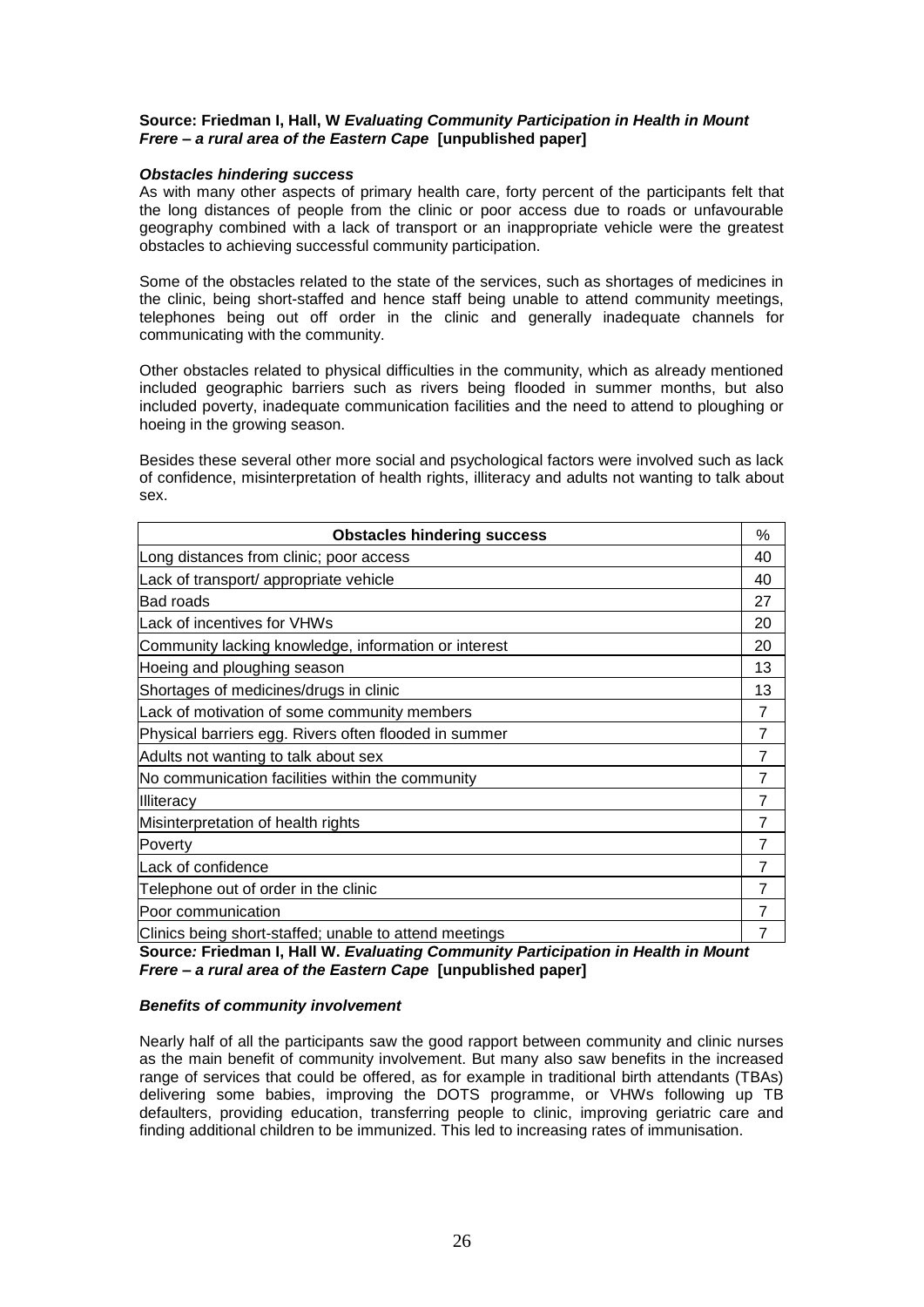**Source: Friedman I, Hall, W *Evaluating Community Participation in Health in Mount Frere – a rural area of the Eastern Cape* [unpublished paper]**

***Obstacles hindering success***

As with many other aspects of primary health care, forty percent of the participants felt that the long distances of people from the clinic or poor access due to roads or unfavourable geography combined with a lack of transport or an inappropriate vehicle were the greatest obstacles to achieving successful community participation.

Some of the obstacles related to the state of the services, such as shortages of medicines in the clinic, being short-staffed and hence staff being unable to attend community meetings, telephones being out off order in the clinic and generally inadequate channels for communicating with the community.

Other obstacles related to physical difficulties in the community, which as already mentioned included geographic barriers such as rivers being flooded in summer months, but also included poverty, inadequate communication facilities and the need to attend to ploughing or hoeing in the growing season.

Besides these several other more social and psychological factors were involved such as lack of confidence, misinterpretation of health rights, illiteracy and adults not wanting to talk about sex.

| **Obstacles hindering success** | % |
|---|---|
| Long distances from clinic; poor access | 40 |
| Lack of transport/ appropriate vehicle | 40 |
| Bad roads | 27 |
| Lack of incentives for VHWs | 20 |
| Community lacking knowledge, information or interest | 20 |
| Hoeing and ploughing season | 13 |
| Shortages of medicines/drugs in clinic | 13 |
| Lack of motivation of some community members | 7 |
| Physical barriers egg. Rivers often flooded in summer | 7 |
| Adults not wanting to talk about sex | 7 |
| No communication facilities within the community | 7 |
| Illiteracy | 7 |
| Misinterpretation of health rights | 7 |
| Poverty | 7 |
| Lack of confidence | 7 |
| Telephone out of order in the clinic | 7 |
| Poor communication | 7 |
| Clinics being short-staffed; unable to attend meetings | 7 |

**Source*:* Friedman I, Hall W. *Evaluating Community Participation in Health in Mount Frere – a rural area of the Eastern Cape* [unpublished paper]**

***Benefits of community involvement***

Nearly half of all the participants saw the good rapport between community and clinic nurses as the main benefit of community involvement. But many also saw benefits in the increased range of services that could be offered, as for example in traditional birth attendants (TBAs) delivering some babies, improving the DOTS programme, or VHWs following up TB defaulters, providing education, transferring people to clinic, improving geriatric care and finding additional children to be immunized. This led to increasing rates of immunisation.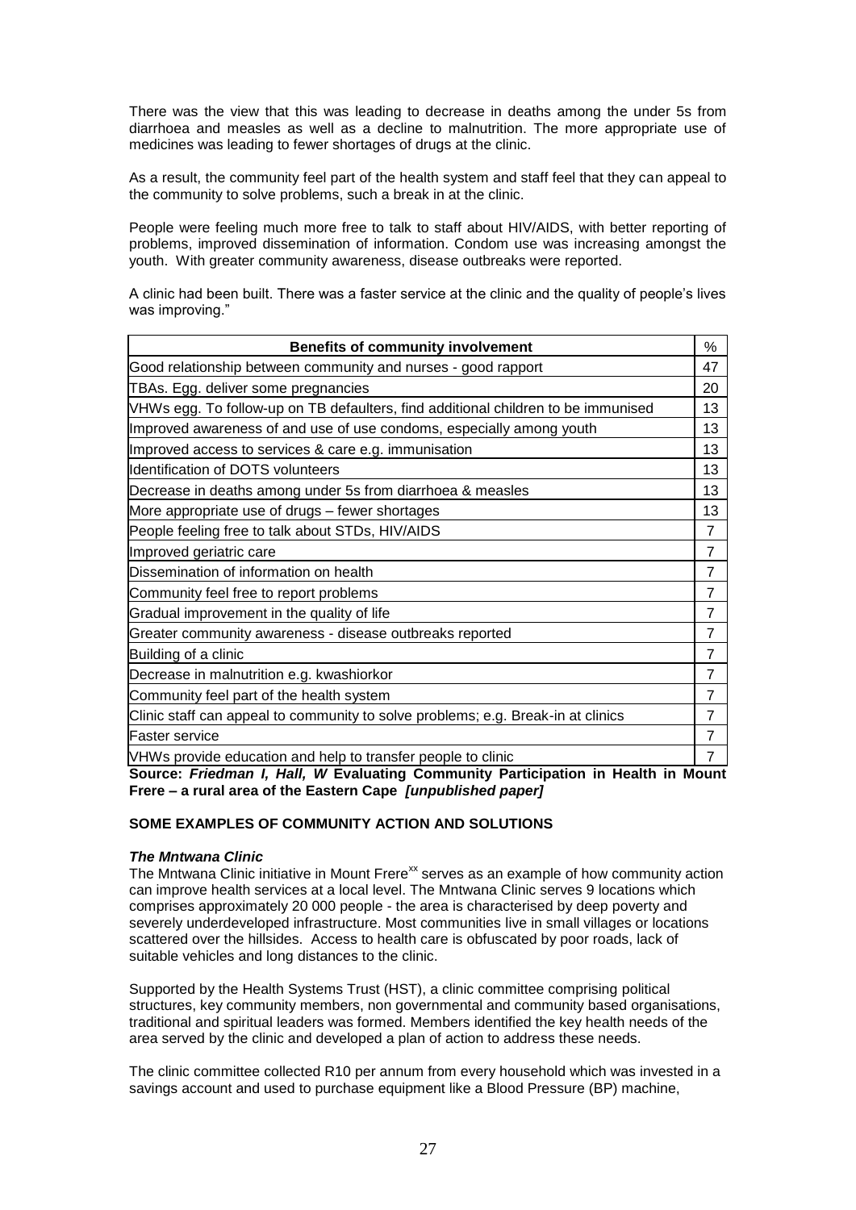There was the view that this was leading to decrease in deaths among the under 5s from diarrhoea and measles as well as a decline to malnutrition. The more appropriate use of medicines was leading to fewer shortages of drugs at the clinic.

As a result, the community feel part of the health system and staff feel that they can appeal to the community to solve problems, such a break in at the clinic.

People were feeling much more free to talk to staff about HIV/AIDS, with better reporting of problems, improved dissemination of information. Condom use was increasing amongst the youth. With greater community awareness, disease outbreaks were reported.

A clinic had been built. There was a faster service at the clinic and the quality of people's lives was improving."

| Benefits of community involvement | % |
|---|---|
| Good relationship between community and nurses - good rapport | 47 |
| TBAs. Egg. deliver some pregnancies | 20 |
| VHWs egg. To follow-up on TB defaulters, find additional children to be immunised | 13 |
| Improved awareness of and use of use condoms, especially among youth | 13 |
| Improved access to services & care e.g. immunisation | 13 |
| Identification of DOTS volunteers | 13 |
| Decrease in deaths among under 5s from diarrhoea & measles | 13 |
| More appropriate use of drugs – fewer shortages | 13 |
| People feeling free to talk about STDs, HIV/AIDS | 7 |
| Improved geriatric care | 7 |
| Dissemination of information on health | 7 |
| Community feel free to report problems | 7 |
| Gradual improvement in the quality of life | 7 |
| Greater community awareness - disease outbreaks reported | 7 |
| Building of a clinic | 7 |
| Decrease in malnutrition e.g. kwashiorkor | 7 |
| Community feel part of the health system | 7 |
| Clinic staff can appeal to community to solve problems; e.g. Break-in at clinics | 7 |
| Faster service | 7 |
| VHWs provide education and help to transfer people to clinic | 7 |

**Source: *Friedman I, Hall, W* Evaluating Community Participation in Health in Mount Frere – a rural area of the Eastern Cape *[unpublished paper]***

## SOME EXAMPLES OF COMMUNITY ACTION AND SOLUTIONS

***The Mntwana Clinic***

The Mntwana Clinic initiative in Mount Frere[xx] serves as an example of how community action can improve health services at a local level. The Mntwana Clinic serves 9 locations which comprises approximately 20 000 people - the area is characterised by deep poverty and severely underdeveloped infrastructure. Most communities live in small villages or locations scattered over the hillsides. Access to health care is obfuscated by poor roads, lack of suitable vehicles and long distances to the clinic.

Supported by the Health Systems Trust (HST), a clinic committee comprising political structures, key community members, non governmental and community based organisations, traditional and spiritual leaders was formed. Members identified the key health needs of the area served by the clinic and developed a plan of action to address these needs.

The clinic committee collected R10 per annum from every household which was invested in a savings account and used to purchase equipment like a Blood Pressure (BP) machine,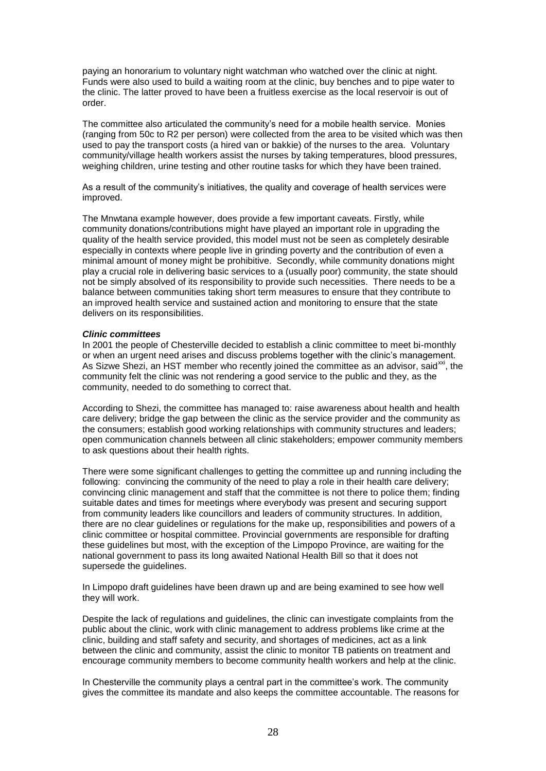paying an honorarium to voluntary night watchman who watched over the clinic at night. Funds were also used to build a waiting room at the clinic, buy benches and to pipe water to the clinic. The latter proved to have been a fruitless exercise as the local reservoir is out of order.

The committee also articulated the community's need for a mobile health service. Monies (ranging from 50c to R2 per person) were collected from the area to be visited which was then used to pay the transport costs (a hired van or bakkie) of the nurses to the area. Voluntary community/village health workers assist the nurses by taking temperatures, blood pressures, weighing children, urine testing and other routine tasks for which they have been trained.

As a result of the community's initiatives, the quality and coverage of health services were improved.

The Mnwtana example however, does provide a few important caveats. Firstly, while community donations/contributions might have played an important role in upgrading the quality of the health service provided, this model must not be seen as completely desirable especially in contexts where people live in grinding poverty and the contribution of even a minimal amount of money might be prohibitive. Secondly, while community donations might play a crucial role in delivering basic services to a (usually poor) community, the state should not be simply absolved of its responsibility to provide such necessities. There needs to be a balance between communities taking short term measures to ensure that they contribute to an improved health service and sustained action and monitoring to ensure that the state delivers on its responsibilities.

***Clinic committees***

In 2001 the people of Chesterville decided to establish a clinic committee to meet bi-monthly or when an urgent need arises and discuss problems together with the clinic's management. As Sizwe Shezi, an HST member who recently joined the committee as an advisor, said[xxi], the community felt the clinic was not rendering a good service to the public and they, as the community, needed to do something to correct that.

According to Shezi, the committee has managed to: raise awareness about health and health care delivery; bridge the gap between the clinic as the service provider and the community as the consumers; establish good working relationships with community structures and leaders; open communication channels between all clinic stakeholders; empower community members to ask questions about their health rights.

There were some significant challenges to getting the committee up and running including the following: convincing the community of the need to play a role in their health care delivery; convincing clinic management and staff that the committee is not there to police them; finding suitable dates and times for meetings where everybody was present and securing support from community leaders like councillors and leaders of community structures. In addition, there are no clear guidelines or regulations for the make up, responsibilities and powers of a clinic committee or hospital committee. Provincial governments are responsible for drafting these guidelines but most, with the exception of the Limpopo Province, are waiting for the national government to pass its long awaited National Health Bill so that it does not supersede the guidelines.

In Limpopo draft guidelines have been drawn up and are being examined to see how well they will work.

Despite the lack of regulations and guidelines, the clinic can investigate complaints from the public about the clinic, work with clinic management to address problems like crime at the clinic, building and staff safety and security, and shortages of medicines, act as a link between the clinic and community, assist the clinic to monitor TB patients on treatment and encourage community members to become community health workers and help at the clinic.

In Chesterville the community plays a central part in the committee's work. The community gives the committee its mandate and also keeps the committee accountable. The reasons for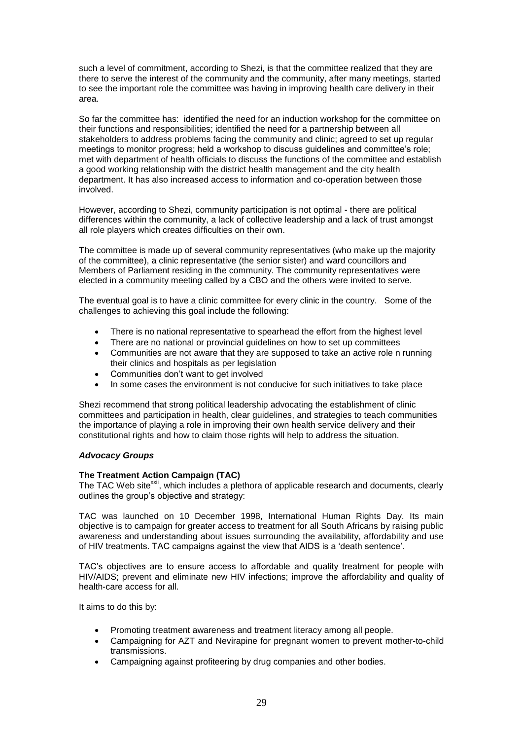such a level of commitment, according to Shezi, is that the committee realized that they are there to serve the interest of the community and the community, after many meetings, started to see the important role the committee was having in improving health care delivery in their area.

So far the committee has: identified the need for an induction workshop for the committee on their functions and responsibilities; identified the need for a partnership between all stakeholders to address problems facing the community and clinic; agreed to set up regular meetings to monitor progress; held a workshop to discuss guidelines and committee's role; met with department of health officials to discuss the functions of the committee and establish a good working relationship with the district health management and the city health department. It has also increased access to information and co-operation between those involved.

However, according to Shezi, community participation is not optimal - there are political differences within the community, a lack of collective leadership and a lack of trust amongst all role players which creates difficulties on their own.

The committee is made up of several community representatives (who make up the majority of the committee), a clinic representative (the senior sister) and ward councillors and Members of Parliament residing in the community. The community representatives were elected in a community meeting called by a CBO and the others were invited to serve.

The eventual goal is to have a clinic committee for every clinic in the country. Some of the challenges to achieving this goal include the following:

- There is no national representative to spearhead the effort from the highest level
- There are no national or provincial guidelines on how to set up committees
- Communities are not aware that they are supposed to take an active role n running their clinics and hospitals as per legislation
- Communities don't want to get involved
- In some cases the environment is not conducive for such initiatives to take place

Shezi recommend that strong political leadership advocating the establishment of clinic committees and participation in health, clear guidelines, and strategies to teach communities the importance of playing a role in improving their own health service delivery and their constitutional rights and how to claim those rights will help to address the situation.

### *Advocacy Groups*

#### **The Treatment Action Campaign (TAC)**

The TAC Web site[xxii], which includes a plethora of applicable research and documents, clearly outlines the group's objective and strategy:

TAC was launched on 10 December 1998, International Human Rights Day. Its main objective is to campaign for greater access to treatment for all South Africans by raising public awareness and understanding about issues surrounding the availability, affordability and use of HIV treatments. TAC campaigns against the view that AIDS is a 'death sentence'.

TAC's objectives are to ensure access to affordable and quality treatment for people with HIV/AIDS; prevent and eliminate new HIV infections; improve the affordability and quality of health-care access for all.

It aims to do this by:

- Promoting treatment awareness and treatment literacy among all people.
- Campaigning for AZT and Nevirapine for pregnant women to prevent mother-to-child transmissions.
- Campaigning against profiteering by drug companies and other bodies.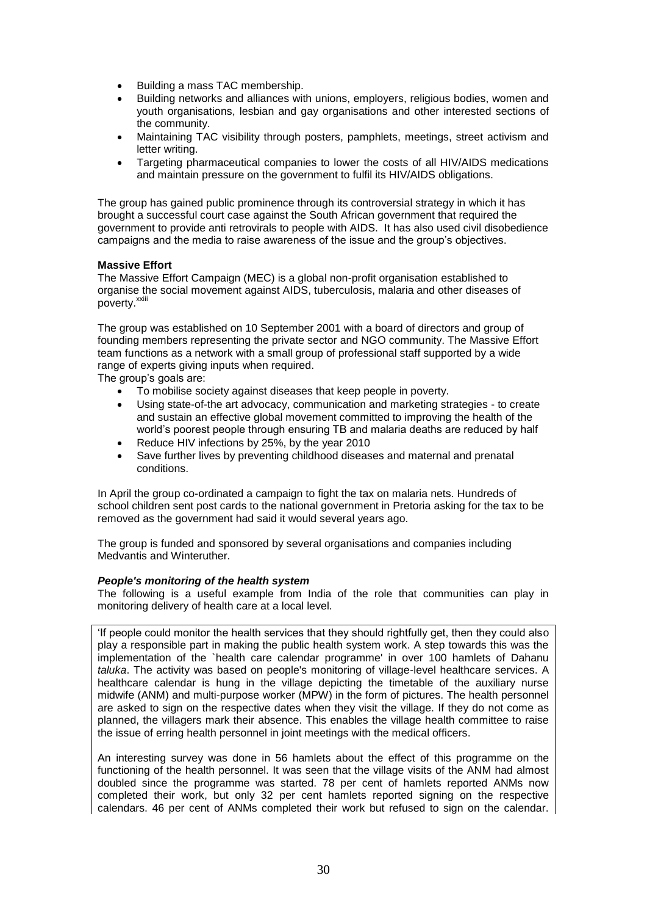- Building a mass TAC membership.
- Building networks and alliances with unions, employers, religious bodies, women and youth organisations, lesbian and gay organisations and other interested sections of the community.
- Maintaining TAC visibility through posters, pamphlets, meetings, street activism and letter writing.
- Targeting pharmaceutical companies to lower the costs of all HIV/AIDS medications and maintain pressure on the government to fulfil its HIV/AIDS obligations.

The group has gained public prominence through its controversial strategy in which it has brought a successful court case against the South African government that required the government to provide anti retrovirals to people with AIDS. It has also used civil disobedience campaigns and the media to raise awareness of the issue and the group's objectives.

**Massive Effort**

The Massive Effort Campaign (MEC) is a global non-profit organisation established to organise the social movement against AIDS, tuberculosis, malaria and other diseases of poverty.[xxiii]

The group was established on 10 September 2001 with a board of directors and group of founding members representing the private sector and NGO community. The Massive Effort team functions as a network with a small group of professional staff supported by a wide range of experts giving inputs when required.

The group's goals are:

- To mobilise society against diseases that keep people in poverty.
- Using state-of-the art advocacy, communication and marketing strategies - to create and sustain an effective global movement committed to improving the health of the world's poorest people through ensuring TB and malaria deaths are reduced by half
- Reduce HIV infections by 25%, by the year 2010
- Save further lives by preventing childhood diseases and maternal and prenatal conditions.

In April the group co-ordinated a campaign to fight the tax on malaria nets. Hundreds of school children sent post cards to the national government in Pretoria asking for the tax to be removed as the government had said it would several years ago.

The group is funded and sponsored by several organisations and companies including Medvantis and Winteruther.

***People's monitoring of the health system***

The following is a useful example from India of the role that communities can play in monitoring delivery of health care at a local level.

'If people could monitor the health services that they should rightfully get, then they could also play a responsible part in making the public health system work. A step towards this was the implementation of the `health care calendar programme' in over 100 hamlets of Dahanu *taluka*. The activity was based on people's monitoring of village-level healthcare services. A healthcare calendar is hung in the village depicting the timetable of the auxiliary nurse midwife (ANM) and multi-purpose worker (MPW) in the form of pictures. The health personnel are asked to sign on the respective dates when they visit the village. If they do not come as planned, the villagers mark their absence. This enables the village health committee to raise the issue of erring health personnel in joint meetings with the medical officers.

An interesting survey was done in 56 hamlets about the effect of this programme on the functioning of the health personnel. It was seen that the village visits of the ANM had almost doubled since the programme was started. 78 per cent of hamlets reported ANMs now completed their work, but only 32 per cent hamlets reported signing on the respective calendars. 46 per cent of ANMs completed their work but refused to sign on the calendar.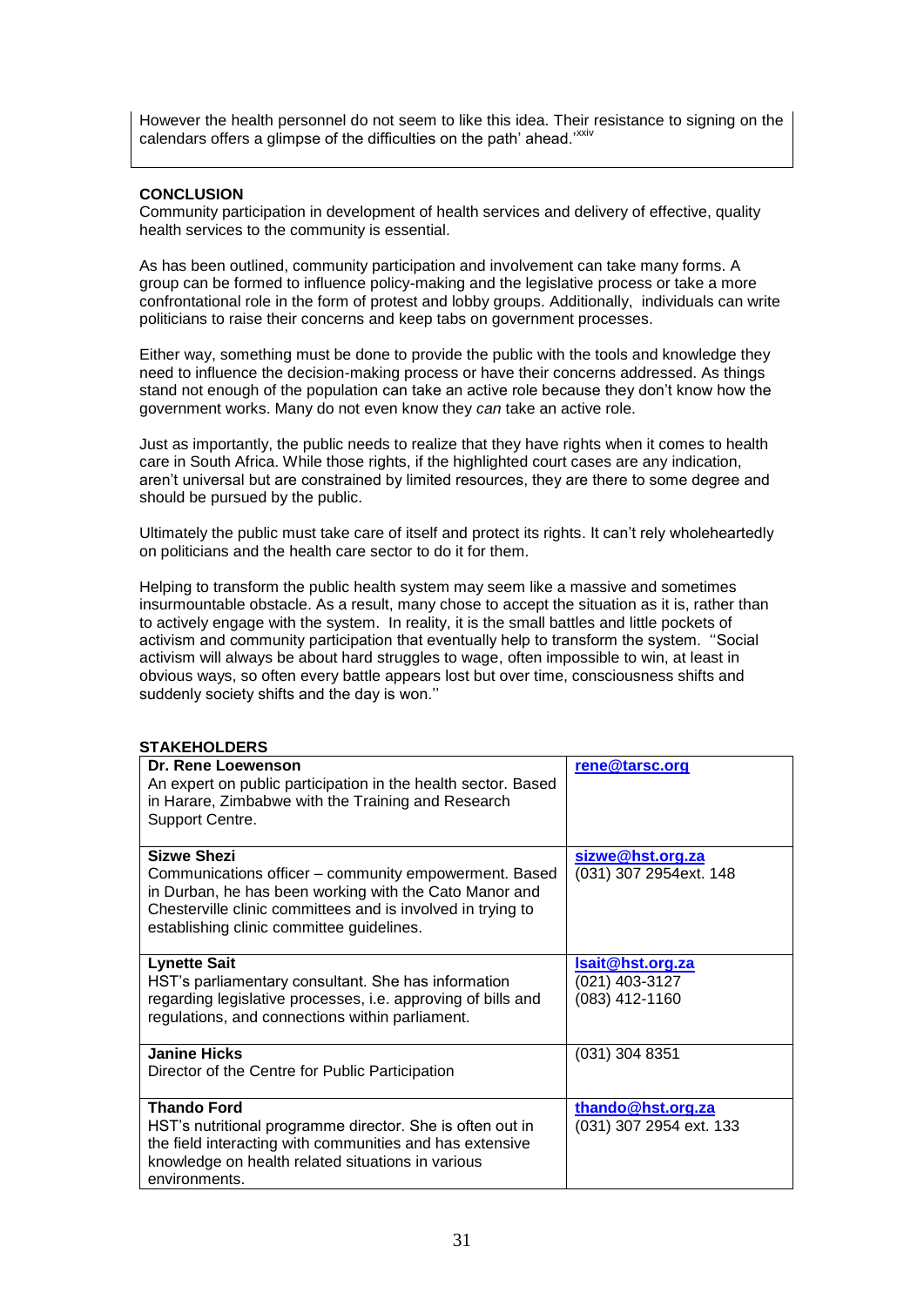However the health personnel do not seem to like this idea. Their resistance to signing on the calendars offers a glimpse of the difficulties on the path' ahead.'[xxiv]

**CONCLUSION**

Community participation in development of health services and delivery of effective, quality health services to the community is essential.

As has been outlined, community participation and involvement can take many forms. A group can be formed to influence policy-making and the legislative process or take a more confrontational role in the form of protest and lobby groups. Additionally, individuals can write politicians to raise their concerns and keep tabs on government processes.

Either way, something must be done to provide the public with the tools and knowledge they need to influence the decision-making process or have their concerns addressed. As things stand not enough of the population can take an active role because they don't know how the government works. Many do not even know they *can* take an active role.

Just as importantly, the public needs to realize that they have rights when it comes to health care in South Africa. While those rights, if the highlighted court cases are any indication, aren't universal but are constrained by limited resources, they are there to some degree and should be pursued by the public.

Ultimately the public must take care of itself and protect its rights. It can't rely wholeheartedly on politicians and the health care sector to do it for them.

Helping to transform the public health system may seem like a massive and sometimes insurmountable obstacle. As a result, many chose to accept the situation as it is, rather than to actively engage with the system. In reality, it is the small battles and little pockets of activism and community participation that eventually help to transform the system. ''Social activism will always be about hard struggles to wage, often impossible to win, at least in obvious ways, so often every battle appears lost but over time, consciousness shifts and suddenly society shifts and the day is won.''

**STAKEHOLDERS**

| | |
|---|---|
| **Dr. Rene Loewenson**<br>An expert on public participation in the health sector. Based in Harare, Zimbabwe with the Training and Research Support Centre. | rene@tarsc.org |
| **Sizwe Shezi**<br>Communications officer – community empowerment. Based in Durban, he has been working with the Cato Manor and Chesterville clinic committees and is involved in trying to establishing clinic committee guidelines. | sizwe@hst.org.za<br>(031) 307 2954ext. 148 |
| **Lynette Sait**<br>HST's parliamentary consultant. She has information regarding legislative processes, i.e. approving of bills and regulations, and connections within parliament. | lsait@hst.org.za<br>(021) 403-3127<br>(083) 412-1160 |
| **Janine Hicks**<br>Director of the Centre for Public Participation | (031) 304 8351 |
| **Thando Ford**<br>HST's nutritional programme director. She is often out in the field interacting with communities and has extensive knowledge on health related situations in various environments. | thando@hst.org.za<br>(031) 307 2954 ext. 133 |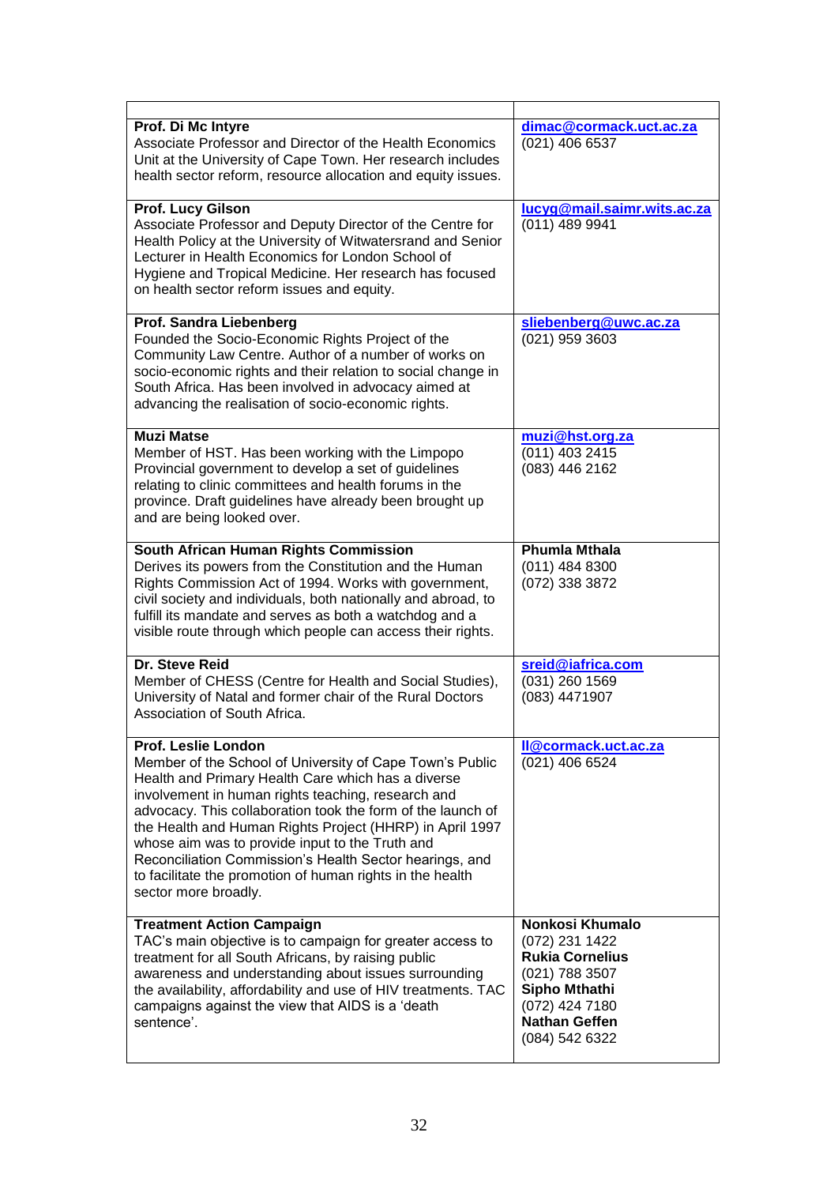| | |
|---|---|
| **Prof. Di Mc Intyre**<br>Associate Professor and Director of the Health Economics Unit at the University of Cape Town. Her research includes health sector reform, resource allocation and equity issues. | dimac@cormack.uct.ac.za<br>(021) 406 6537 |
| **Prof. Lucy Gilson**<br>Associate Professor and Deputy Director of the Centre for Health Policy at the University of Witwatersrand and Senior Lecturer in Health Economics for London School of Hygiene and Tropical Medicine. Her research has focused on health sector reform issues and equity. | lucyg@mail.saimr.wits.ac.za<br>(011) 489 9941 |
| **Prof. Sandra Liebenberg**<br>Founded the Socio-Economic Rights Project of the Community Law Centre. Author of a number of works on socio-economic rights and their relation to social change in South Africa. Has been involved in advocacy aimed at advancing the realisation of socio-economic rights. | sliebenberg@uwc.ac.za<br>(021) 959 3603 |
| **Muzi Matse**<br>Member of HST. Has been working with the Limpopo Provincial government to develop a set of guidelines relating to clinic committees and health forums in the province. Draft guidelines have already been brought up and are being looked over. | muzi@hst.org.za<br>(011) 403 2415<br>(083) 446 2162 |
| **South African Human Rights Commission**<br>Derives its powers from the Constitution and the Human Rights Commission Act of 1994. Works with government, civil society and individuals, both nationally and abroad, to fulfill its mandate and serves as both a watchdog and a visible route through which people can access their rights. | **Phumla Mthala**<br>(011) 484 8300<br>(072) 338 3872 |
| **Dr. Steve Reid**<br>Member of CHESS (Centre for Health and Social Studies), University of Natal and former chair of the Rural Doctors Association of South Africa. | sreid@iafrica.com<br>(031) 260 1569<br>(083) 4471907 |
| **Prof. Leslie London**<br>Member of the School of University of Cape Town's Public Health and Primary Health Care which has a diverse involvement in human rights teaching, research and advocacy. This collaboration took the form of the launch of the Health and Human Rights Project (HHRP) in April 1997 whose aim was to provide input to the Truth and Reconciliation Commission's Health Sector hearings, and to facilitate the promotion of human rights in the health sector more broadly. | ll@cormack.uct.ac.za<br>(021) 406 6524 |
| **Treatment Action Campaign**<br>TAC's main objective is to campaign for greater access to treatment for all South Africans, by raising public awareness and understanding about issues surrounding the availability, affordability and use of HIV treatments. TAC campaigns against the view that AIDS is a 'death sentence'. | **Nonkosi Khumalo**<br>(072) 231 1422<br>**Rukia Cornelius**<br>(021) 788 3507<br>**Sipho Mthathi**<br>(072) 424 7180<br>**Nathan Geffen**<br>(084) 542 6322 |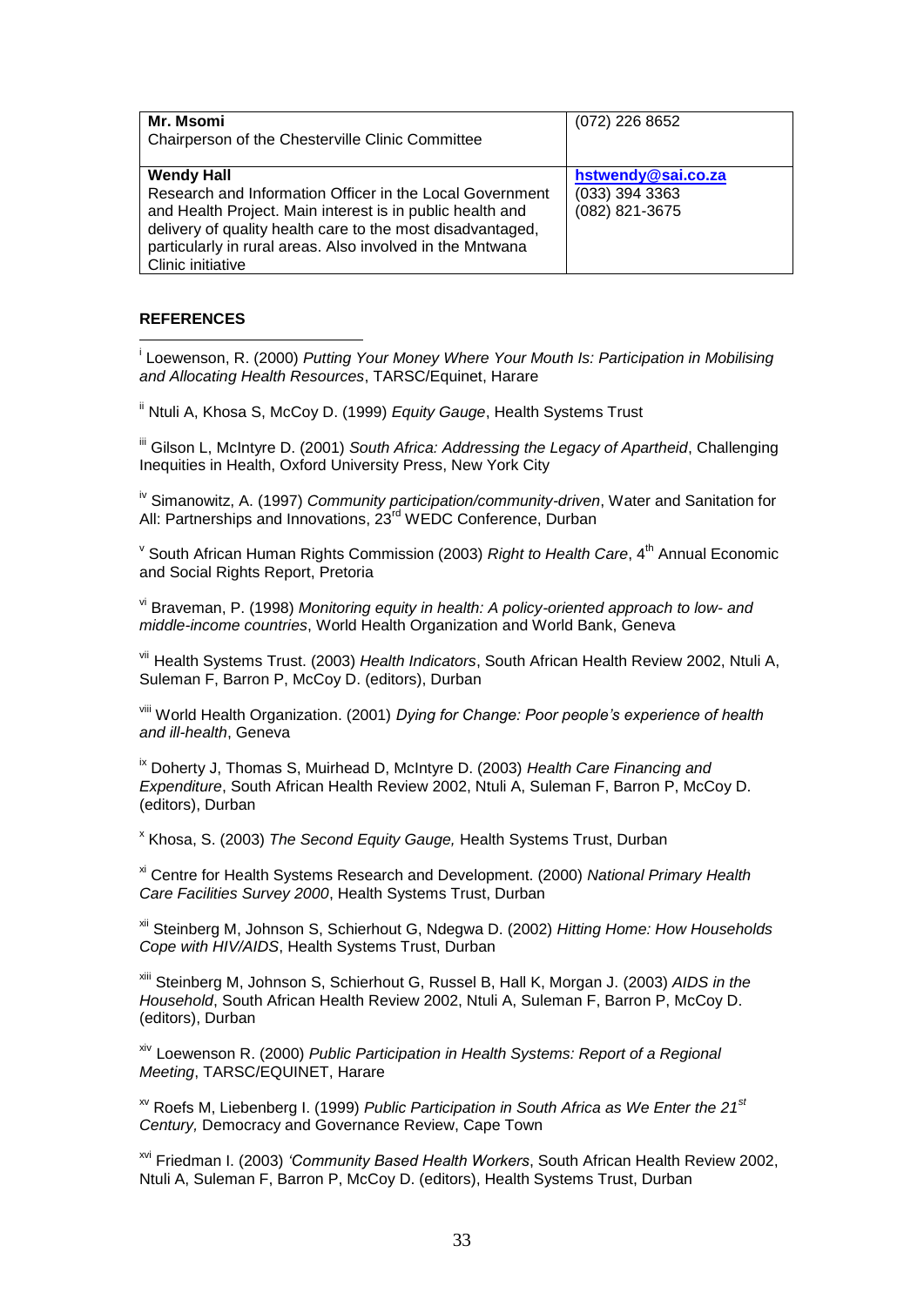| Mr. Msomi<br>Chairperson of the Chesterville Clinic Committee | (072) 226 8652 |
|---|---|
| **Wendy Hall**<br>Research and Information Officer in the Local Government and Health Project. Main interest is in public health and delivery of quality health care to the most disadvantaged, particularly in rural areas. Also involved in the Mntwana Clinic initiative | hstwendy@sai.co.za<br>(033) 394 3363<br>(082) 821-3675 |

**REFERENCES**

[i] Loewenson, R. (2000) *Putting Your Money Where Your Mouth Is: Participation in Mobilising and Allocating Health Resources*, TARSC/Equinet, Harare

[ii] Ntuli A, Khosa S, McCoy D. (1999) *Equity Gauge*, Health Systems Trust

[iii] Gilson L, McIntyre D. (2001) *South Africa: Addressing the Legacy of Apartheid*, Challenging Inequities in Health, Oxford University Press, New York City

[iv] Simanowitz, A. (1997) *Community participation/community-driven*, Water and Sanitation for All: Partnerships and Innovations, 23rd WEDC Conference, Durban

[v] South African Human Rights Commission (2003) *Right to Health Care*, 4th Annual Economic and Social Rights Report, Pretoria

[vi] Braveman, P. (1998) *Monitoring equity in health: A policy-oriented approach to low- and middle-income countries*, World Health Organization and World Bank, Geneva

[vii] Health Systems Trust. (2003) *Health Indicators*, South African Health Review 2002, Ntuli A, Suleman F, Barron P, McCoy D. (editors), Durban

[viii] World Health Organization. (2001) *Dying for Change: Poor people's experience of health and ill-health*, Geneva

[ix] Doherty J, Thomas S, Muirhead D, McIntyre D. (2003) *Health Care Financing and Expenditure*, South African Health Review 2002, Ntuli A, Suleman F, Barron P, McCoy D. (editors), Durban

[x] Khosa, S. (2003) *The Second Equity Gauge,* Health Systems Trust, Durban

[xi] Centre for Health Systems Research and Development. (2000) *National Primary Health Care Facilities Survey 2000*, Health Systems Trust, Durban

[xii] Steinberg M, Johnson S, Schierhout G, Ndegwa D. (2002) *Hitting Home: How Households Cope with HIV/AIDS*, Health Systems Trust, Durban

[xiii] Steinberg M, Johnson S, Schierhout G, Russel B, Hall K, Morgan J. (2003) *AIDS in the Household*, South African Health Review 2002, Ntuli A, Suleman F, Barron P, McCoy D. (editors), Durban

[xiv] Loewenson R. (2000) *Public Participation in Health Systems: Report of a Regional Meeting*, TARSC/EQUINET, Harare

[xv] Roefs M, Liebenberg I. (1999) *Public Participation in South Africa as We Enter the 21st Century,* Democracy and Governance Review, Cape Town

[xvi] Friedman I. (2003) *'Community Based Health Workers*, South African Health Review 2002, Ntuli A, Suleman F, Barron P, McCoy D. (editors), Health Systems Trust, Durban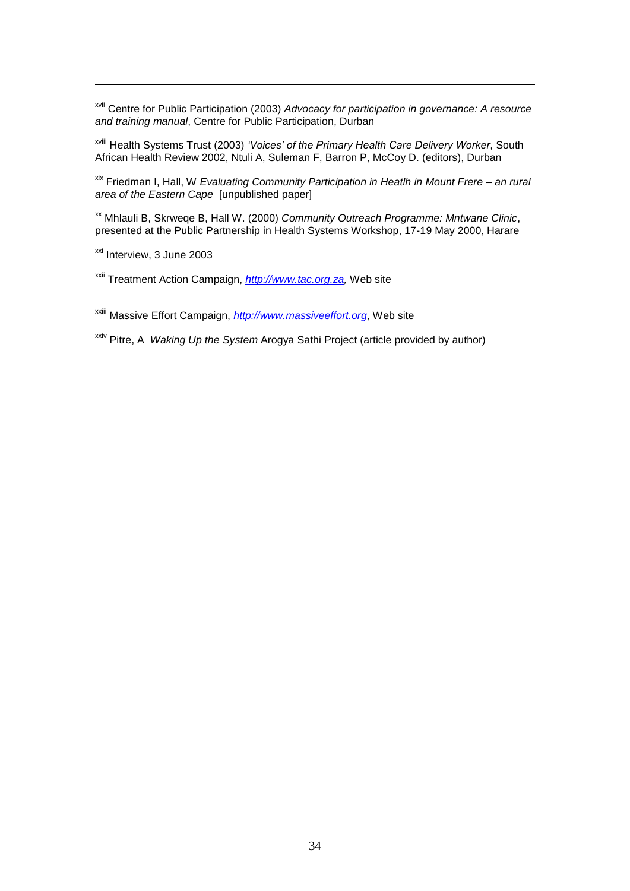[xvii] Centre for Public Participation (2003) *Advocacy for participation in governance: A resource and training manual*, Centre for Public Participation, Durban

[xviii] Health Systems Trust (2003) *'Voices' of the Primary Health Care Delivery Worker*, South African Health Review 2002, Ntuli A, Suleman F, Barron P, McCoy D. (editors), Durban

[xix] Friedman I, Hall, W *Evaluating Community Participation in Heatlh in Mount Frere – an rural area of the Eastern Cape* [unpublished paper]

[xx] Mhlauli B, Skrweqe B, Hall W. (2000) *Community Outreach Programme: Mntwane Clinic*, presented at the Public Partnership in Health Systems Workshop, 17-19 May 2000, Harare

[xxi] Interview, 3 June 2003

[xxii] Treatment Action Campaign, *http://www.tac.org.za,* Web site

[xxiii] Massive Effort Campaign, *http://www.massiveeffort.org*, Web site

[xxiv] Pitre, A *Waking Up the System* Arogya Sathi Project (article provided by author)